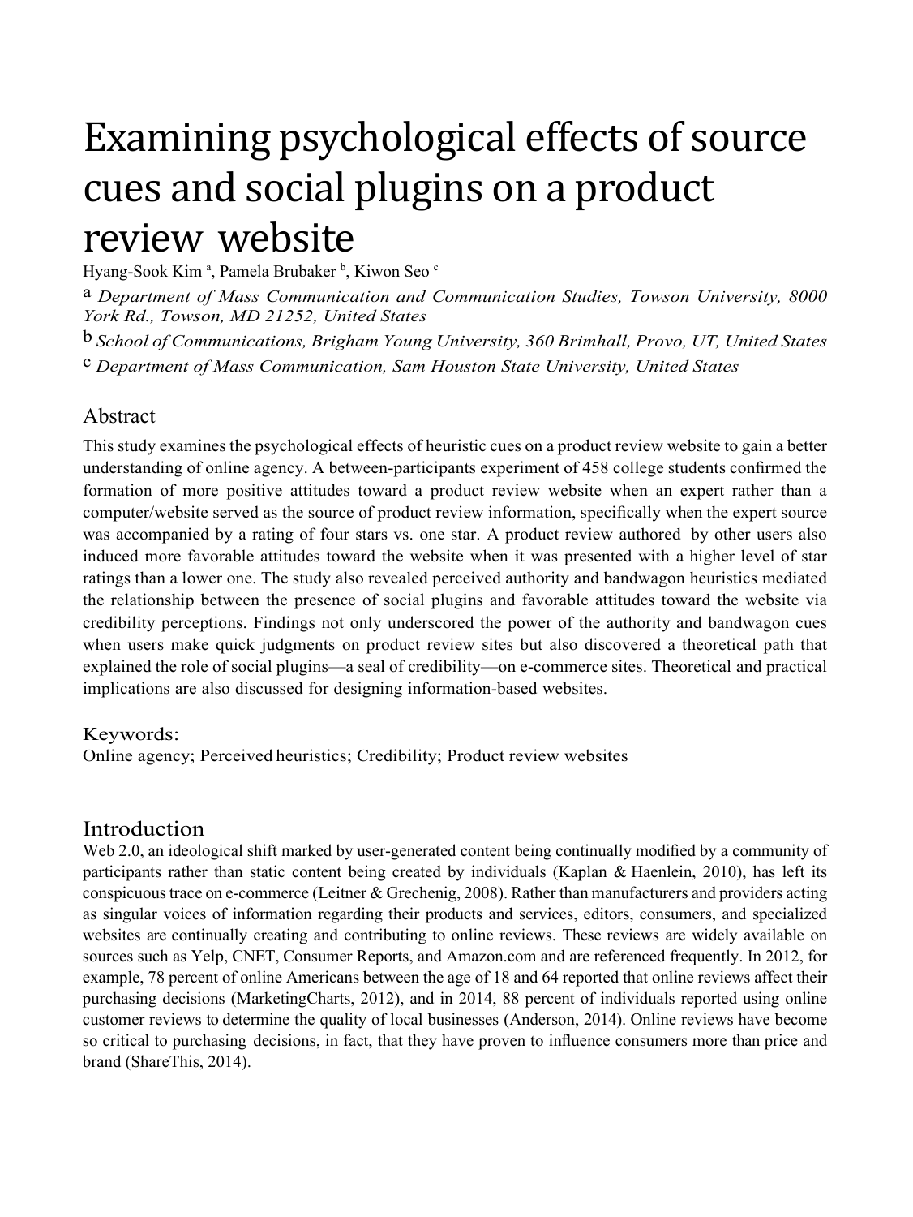# Examining psychological effects of source cues and social plugins on a product review website

Hyang-Sook Kim [a], Pamela Brubaker [b], Kiwon Seo [c]

[a] *Department of Mass Communication and Communication Studies, Towson University, 8000 York Rd., Towson, MD 21252, United States*

[b] *School of Communications, Brigham Young University, 360 Brimhall, Provo, UT, United States*

[c] *Department of Mass Communication, Sam Houston State University, United States*

## Abstract

This study examines the psychological effects of heuristic cues on a product review website to gain a better understanding of online agency. A between-participants experiment of 458 college students confirmed the formation of more positive attitudes toward a product review website when an expert rather than a computer/website served as the source of product review information, specifically when the expert source was accompanied by a rating of four stars vs. one star. A product review authored by other users also induced more favorable attitudes toward the website when it was presented with a higher level of star ratings than a lower one. The study also revealed perceived authority and bandwagon heuristics mediated the relationship between the presence of social plugins and favorable attitudes toward the website via credibility perceptions. Findings not only underscored the power of the authority and bandwagon cues when users make quick judgments on product review sites but also discovered a theoretical path that explained the role of social plugins—a seal of credibility—on e-commerce sites. Theoretical and practical implications are also discussed for designing information-based websites.

Keywords:
Online agency; Perceived heuristics; Credibility; Product review websites

## Introduction

Web 2.0, an ideological shift marked by user-generated content being continually modified by a community of participants rather than static content being created by individuals (Kaplan & Haenlein, 2010), has left its conspicuous trace on e-commerce (Leitner & Grechenig, 2008). Rather than manufacturers and providers acting as singular voices of information regarding their products and services, editors, consumers, and specialized websites are continually creating and contributing to online reviews. These reviews are widely available on sources such as Yelp, CNET, Consumer Reports, and Amazon.com and are referenced frequently. In 2012, for example, 78 percent of online Americans between the age of 18 and 64 reported that online reviews affect their purchasing decisions (MarketingCharts, 2012), and in 2014, 88 percent of individuals reported using online customer reviews to determine the quality of local businesses (Anderson, 2014). Online reviews have become so critical to purchasing decisions, in fact, that they have proven to influence consumers more than price and brand (ShareThis, 2014).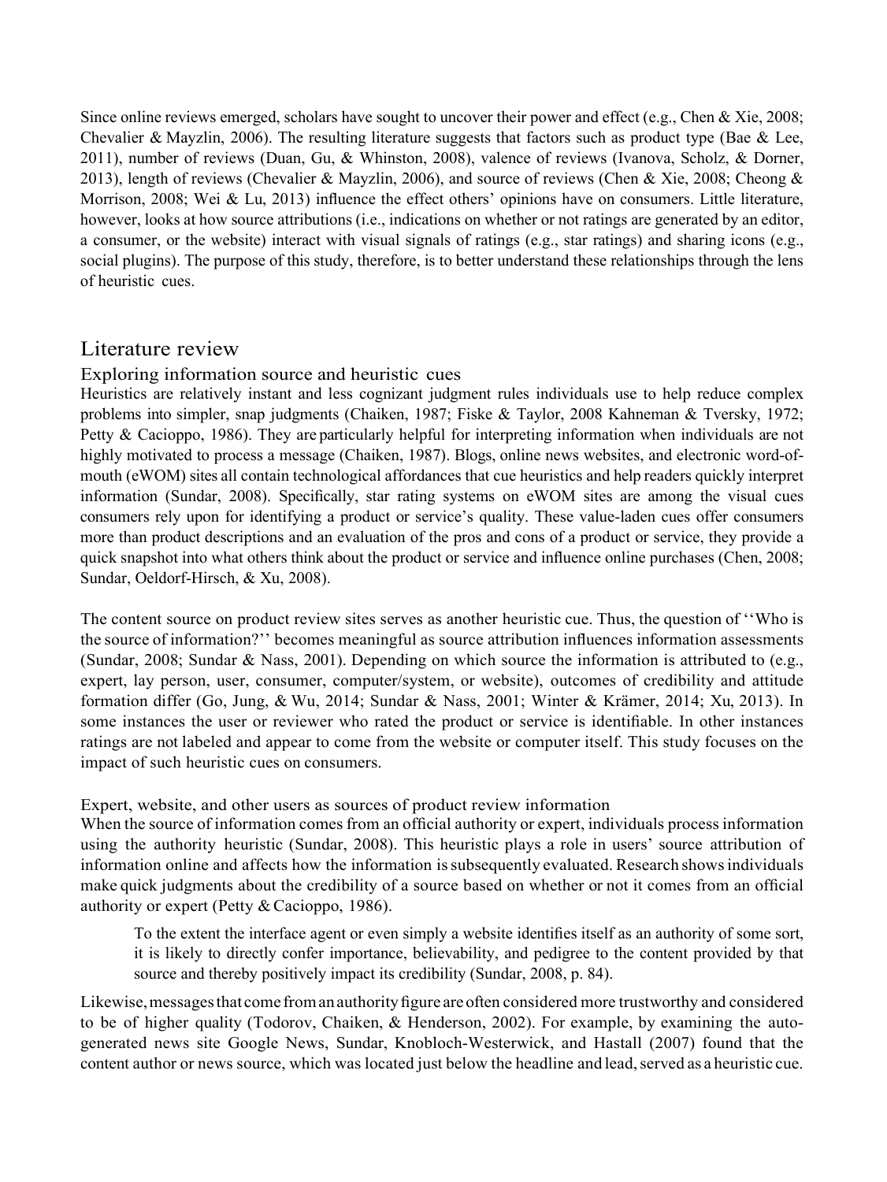Since online reviews emerged, scholars have sought to uncover their power and effect (e.g., Chen & Xie, 2008; Chevalier & Mayzlin, 2006). The resulting literature suggests that factors such as product type (Bae & Lee, 2011), number of reviews (Duan, Gu, & Whinston, 2008), valence of reviews (Ivanova, Scholz, & Dorner, 2013), length of reviews (Chevalier & Mayzlin, 2006), and source of reviews (Chen & Xie, 2008; Cheong & Morrison, 2008; Wei & Lu, 2013) influence the effect others' opinions have on consumers. Little literature, however, looks at how source attributions (i.e., indications on whether or not ratings are generated by an editor, a consumer, or the website) interact with visual signals of ratings (e.g., star ratings) and sharing icons (e.g., social plugins). The purpose of this study, therefore, is to better understand these relationships through the lens of heuristic cues.

## Literature review

### Exploring information source and heuristic cues

Heuristics are relatively instant and less cognizant judgment rules individuals use to help reduce complex problems into simpler, snap judgments (Chaiken, 1987; Fiske & Taylor, 2008 Kahneman & Tversky, 1972; Petty & Cacioppo, 1986). They are particularly helpful for interpreting information when individuals are not highly motivated to process a message (Chaiken, 1987). Blogs, online news websites, and electronic word-of-mouth (eWOM) sites all contain technological affordances that cue heuristics and help readers quickly interpret information (Sundar, 2008). Specifically, star rating systems on eWOM sites are among the visual cues consumers rely upon for identifying a product or service's quality. These value-laden cues offer consumers more than product descriptions and an evaluation of the pros and cons of a product or service, they provide a quick snapshot into what others think about the product or service and influence online purchases (Chen, 2008; Sundar, Oeldorf-Hirsch, & Xu, 2008).

The content source on product review sites serves as another heuristic cue. Thus, the question of ''Who is the source of information?'' becomes meaningful as source attribution influences information assessments (Sundar, 2008; Sundar & Nass, 2001). Depending on which source the information is attributed to (e.g., expert, lay person, user, consumer, computer/system, or website), outcomes of credibility and attitude formation differ (Go, Jung, & Wu, 2014; Sundar & Nass, 2001; Winter & Krämer, 2014; Xu, 2013). In some instances the user or reviewer who rated the product or service is identifiable. In other instances ratings are not labeled and appear to come from the website or computer itself. This study focuses on the impact of such heuristic cues on consumers.

### Expert, website, and other users as sources of product review information

When the source of information comes from an official authority or expert, individuals process information using the authority heuristic (Sundar, 2008). This heuristic plays a role in users' source attribution of information online and affects how the information is subsequently evaluated. Research shows individuals make quick judgments about the credibility of a source based on whether or not it comes from an official authority or expert (Petty & Cacioppo, 1986).

> To the extent the interface agent or even simply a website identifies itself as an authority of some sort, it is likely to directly confer importance, believability, and pedigree to the content provided by that source and thereby positively impact its credibility (Sundar, 2008, p. 84).

Likewise, messages that come from an authority figure are often considered more trustworthy and considered to be of higher quality (Todorov, Chaiken, & Henderson, 2002). For example, by examining the auto-generated news site Google News, Sundar, Knobloch-Westerwick, and Hastall (2007) found that the content author or news source, which was located just below the headline and lead, served as a heuristic cue.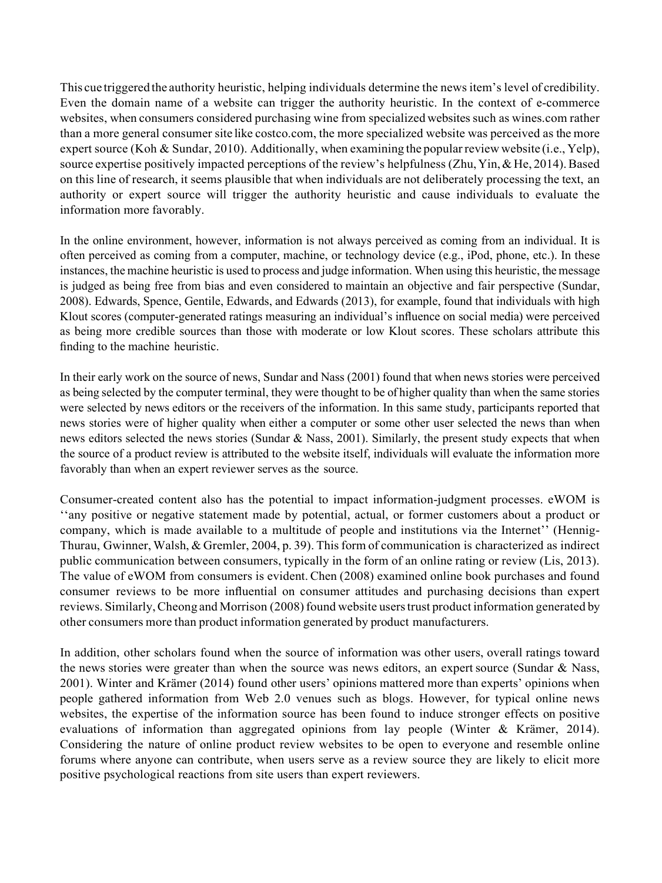This cue triggered the authority heuristic, helping individuals determine the news item's level of credibility. Even the domain name of a website can trigger the authority heuristic. In the context of e-commerce websites, when consumers considered purchasing wine from specialized websites such as wines.com rather than a more general consumer site like costco.com, the more specialized website was perceived as the more expert source (Koh & Sundar, 2010). Additionally, when examining the popular review website (i.e., Yelp), source expertise positively impacted perceptions of the review's helpfulness (Zhu, Yin, & He, 2014). Based on this line of research, it seems plausible that when individuals are not deliberately processing the text, an authority or expert source will trigger the authority heuristic and cause individuals to evaluate the information more favorably.

In the online environment, however, information is not always perceived as coming from an individual. It is often perceived as coming from a computer, machine, or technology device (e.g., iPod, phone, etc.). In these instances, the machine heuristic is used to process and judge information. When using this heuristic, the message is judged as being free from bias and even considered to maintain an objective and fair perspective (Sundar, 2008). Edwards, Spence, Gentile, Edwards, and Edwards (2013), for example, found that individuals with high Klout scores (computer-generated ratings measuring an individual's influence on social media) were perceived as being more credible sources than those with moderate or low Klout scores. These scholars attribute this finding to the machine heuristic.

In their early work on the source of news, Sundar and Nass (2001) found that when news stories were perceived as being selected by the computer terminal, they were thought to be of higher quality than when the same stories were selected by news editors or the receivers of the information. In this same study, participants reported that news stories were of higher quality when either a computer or some other user selected the news than when news editors selected the news stories (Sundar & Nass, 2001). Similarly, the present study expects that when the source of a product review is attributed to the website itself, individuals will evaluate the information more favorably than when an expert reviewer serves as the source.

Consumer-created content also has the potential to impact information-judgment processes. eWOM is ''any positive or negative statement made by potential, actual, or former customers about a product or company, which is made available to a multitude of people and institutions via the Internet'' (Hennig-Thurau, Gwinner, Walsh, & Gremler, 2004, p. 39). This form of communication is characterized as indirect public communication between consumers, typically in the form of an online rating or review (Lis, 2013). The value of eWOM from consumers is evident. Chen (2008) examined online book purchases and found consumer reviews to be more influential on consumer attitudes and purchasing decisions than expert reviews. Similarly, Cheong and Morrison (2008) found website users trust product information generated by other consumers more than product information generated by product manufacturers.

In addition, other scholars found when the source of information was other users, overall ratings toward the news stories were greater than when the source was news editors, an expert source (Sundar & Nass, 2001). Winter and Krämer (2014) found other users' opinions mattered more than experts' opinions when people gathered information from Web 2.0 venues such as blogs. However, for typical online news websites, the expertise of the information source has been found to induce stronger effects on positive evaluations of information than aggregated opinions from lay people (Winter & Krämer, 2014). Considering the nature of online product review websites to be open to everyone and resemble online forums where anyone can contribute, when users serve as a review source they are likely to elicit more positive psychological reactions from site users than expert reviewers.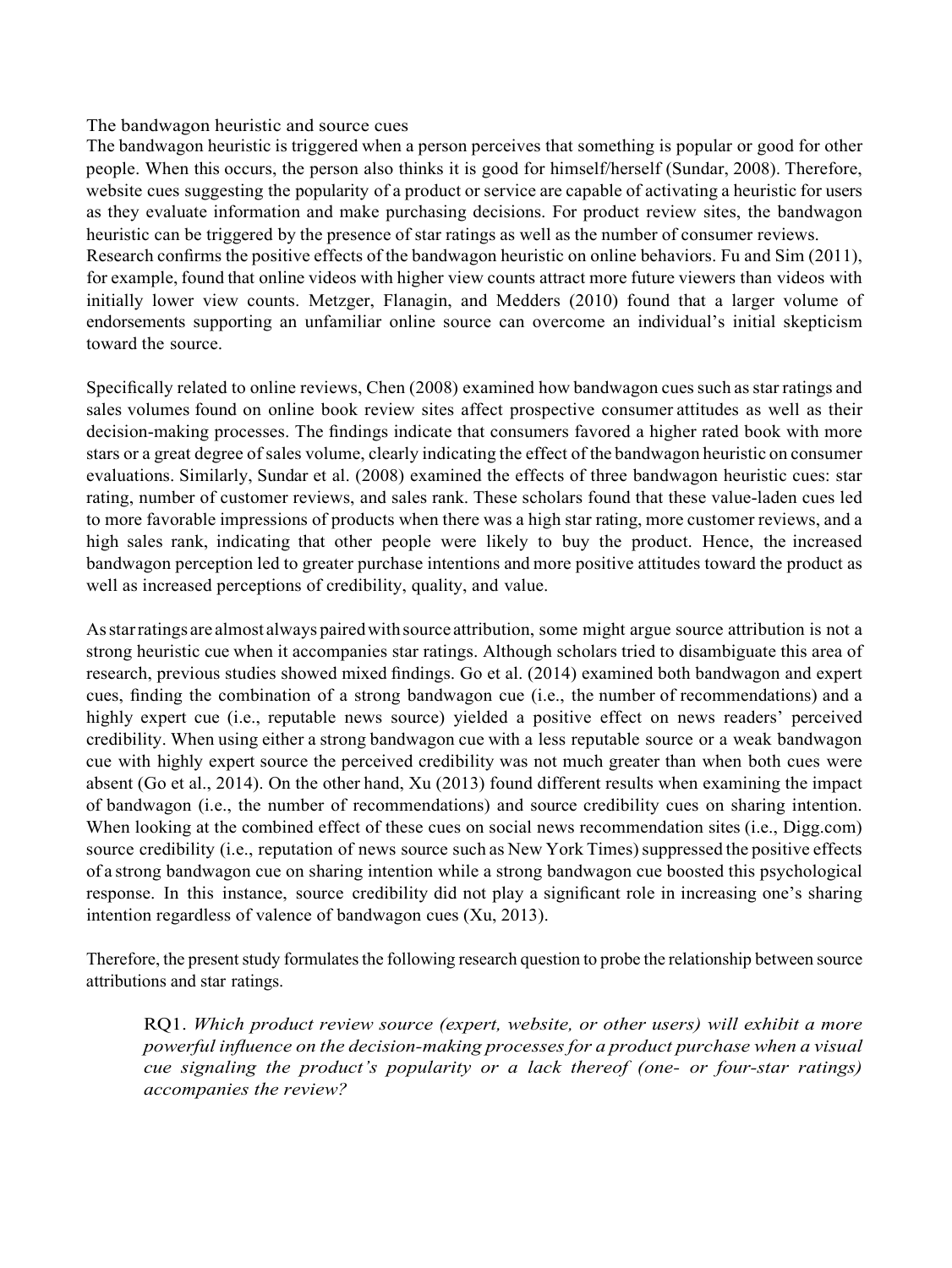## The bandwagon heuristic and source cues

The bandwagon heuristic is triggered when a person perceives that something is popular or good for other people. When this occurs, the person also thinks it is good for himself/herself (Sundar, 2008). Therefore, website cues suggesting the popularity of a product or service are capable of activating a heuristic for users as they evaluate information and make purchasing decisions. For product review sites, the bandwagon heuristic can be triggered by the presence of star ratings as well as the number of consumer reviews.

Research confirms the positive effects of the bandwagon heuristic on online behaviors. Fu and Sim (2011), for example, found that online videos with higher view counts attract more future viewers than videos with initially lower view counts. Metzger, Flanagin, and Medders (2010) found that a larger volume of endorsements supporting an unfamiliar online source can overcome an individual's initial skepticism toward the source.

Specifically related to online reviews, Chen (2008) examined how bandwagon cues such as star ratings and sales volumes found on online book review sites affect prospective consumer attitudes as well as their decision-making processes. The findings indicate that consumers favored a higher rated book with more stars or a great degree of sales volume, clearly indicating the effect of the bandwagon heuristic on consumer evaluations. Similarly, Sundar et al. (2008) examined the effects of three bandwagon heuristic cues: star rating, number of customer reviews, and sales rank. These scholars found that these value-laden cues led to more favorable impressions of products when there was a high star rating, more customer reviews, and a high sales rank, indicating that other people were likely to buy the product. Hence, the increased bandwagon perception led to greater purchase intentions and more positive attitudes toward the product as well as increased perceptions of credibility, quality, and value.

As star ratings are almost always paired with source attribution, some might argue source attribution is not a strong heuristic cue when it accompanies star ratings. Although scholars tried to disambiguate this area of research, previous studies showed mixed findings. Go et al. (2014) examined both bandwagon and expert cues, finding the combination of a strong bandwagon cue (i.e., the number of recommendations) and a highly expert cue (i.e., reputable news source) yielded a positive effect on news readers' perceived credibility. When using either a strong bandwagon cue with a less reputable source or a weak bandwagon cue with highly expert source the perceived credibility was not much greater than when both cues were absent (Go et al., 2014). On the other hand, Xu (2013) found different results when examining the impact of bandwagon (i.e., the number of recommendations) and source credibility cues on sharing intention. When looking at the combined effect of these cues on social news recommendation sites (i.e., Digg.com) source credibility (i.e., reputation of news source such as New York Times) suppressed the positive effects of a strong bandwagon cue on sharing intention while a strong bandwagon cue boosted this psychological response. In this instance, source credibility did not play a significant role in increasing one's sharing intention regardless of valence of bandwagon cues (Xu, 2013).

Therefore, the present study formulates the following research question to probe the relationship between source attributions and star ratings.

> RQ1. *Which product review source (expert, website, or other users) will exhibit a more powerful influence on the decision-making processes for a product purchase when a visual cue signaling the product's popularity or a lack thereof (one- or four-star ratings) accompanies the review?*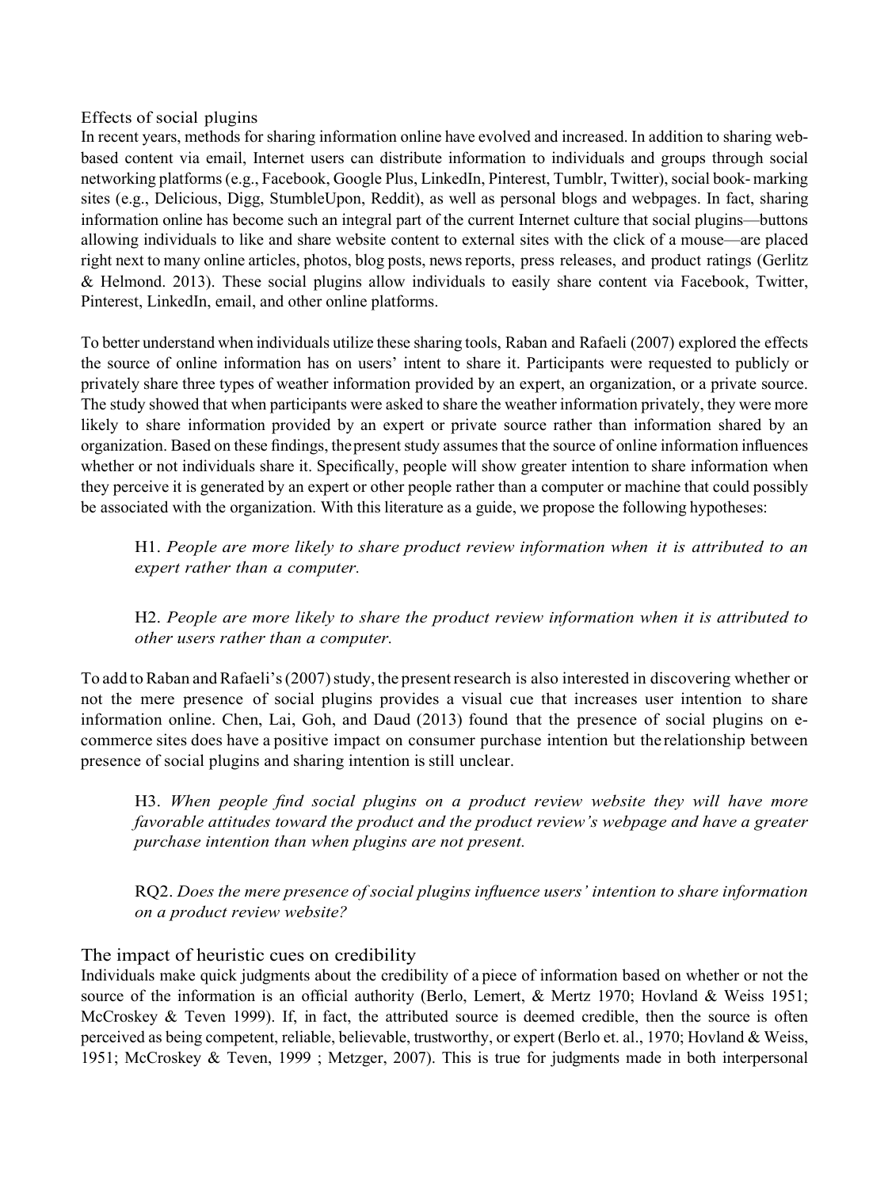## Effects of social plugins

In recent years, methods for sharing information online have evolved and increased. In addition to sharing web-based content via email, Internet users can distribute information to individuals and groups through social networking platforms (e.g., Facebook, Google Plus, LinkedIn, Pinterest, Tumblr, Twitter), social book- marking sites (e.g., Delicious, Digg, StumbleUpon, Reddit), as well as personal blogs and webpages. In fact, sharing information online has become such an integral part of the current Internet culture that social plugins—buttons allowing individuals to like and share website content to external sites with the click of a mouse—are placed right next to many online articles, photos, blog posts, news reports, press releases, and product ratings (Gerlitz & Helmond. 2013). These social plugins allow individuals to easily share content via Facebook, Twitter, Pinterest, LinkedIn, email, and other online platforms.

To better understand when individuals utilize these sharing tools, Raban and Rafaeli (2007) explored the effects the source of online information has on users' intent to share it. Participants were requested to publicly or privately share three types of weather information provided by an expert, an organization, or a private source. The study showed that when participants were asked to share the weather information privately, they were more likely to share information provided by an expert or private source rather than information shared by an organization. Based on these findings, the present study assumes that the source of online information influences whether or not individuals share it. Specifically, people will show greater intention to share information when they perceive it is generated by an expert or other people rather than a computer or machine that could possibly be associated with the organization. With this literature as a guide, we propose the following hypotheses:

> H1. *People are more likely to share product review information when it is attributed to an expert rather than a computer.*

> H2. *People are more likely to share the product review information when it is attributed to other users rather than a computer.*

To add to Raban and Rafaeli's (2007) study, the present research is also interested in discovering whether or not the mere presence of social plugins provides a visual cue that increases user intention to share information online. Chen, Lai, Goh, and Daud (2013) found that the presence of social plugins on e-commerce sites does have a positive impact on consumer purchase intention but the relationship between presence of social plugins and sharing intention is still unclear.

> H3. *When people find social plugins on a product review website they will have more favorable attitudes toward the product and the product review's webpage and have a greater purchase intention than when plugins are not present.*

> RQ2. *Does the mere presence of social plugins influence users' intention to share information on a product review website?*

## The impact of heuristic cues on credibility

Individuals make quick judgments about the credibility of a piece of information based on whether or not the source of the information is an official authority (Berlo, Lemert, & Mertz 1970; Hovland & Weiss 1951; McCroskey & Teven 1999). If, in fact, the attributed source is deemed credible, then the source is often perceived as being competent, reliable, believable, trustworthy, or expert (Berlo et. al., 1970; Hovland & Weiss, 1951; McCroskey & Teven, 1999 ; Metzger, 2007). This is true for judgments made in both interpersonal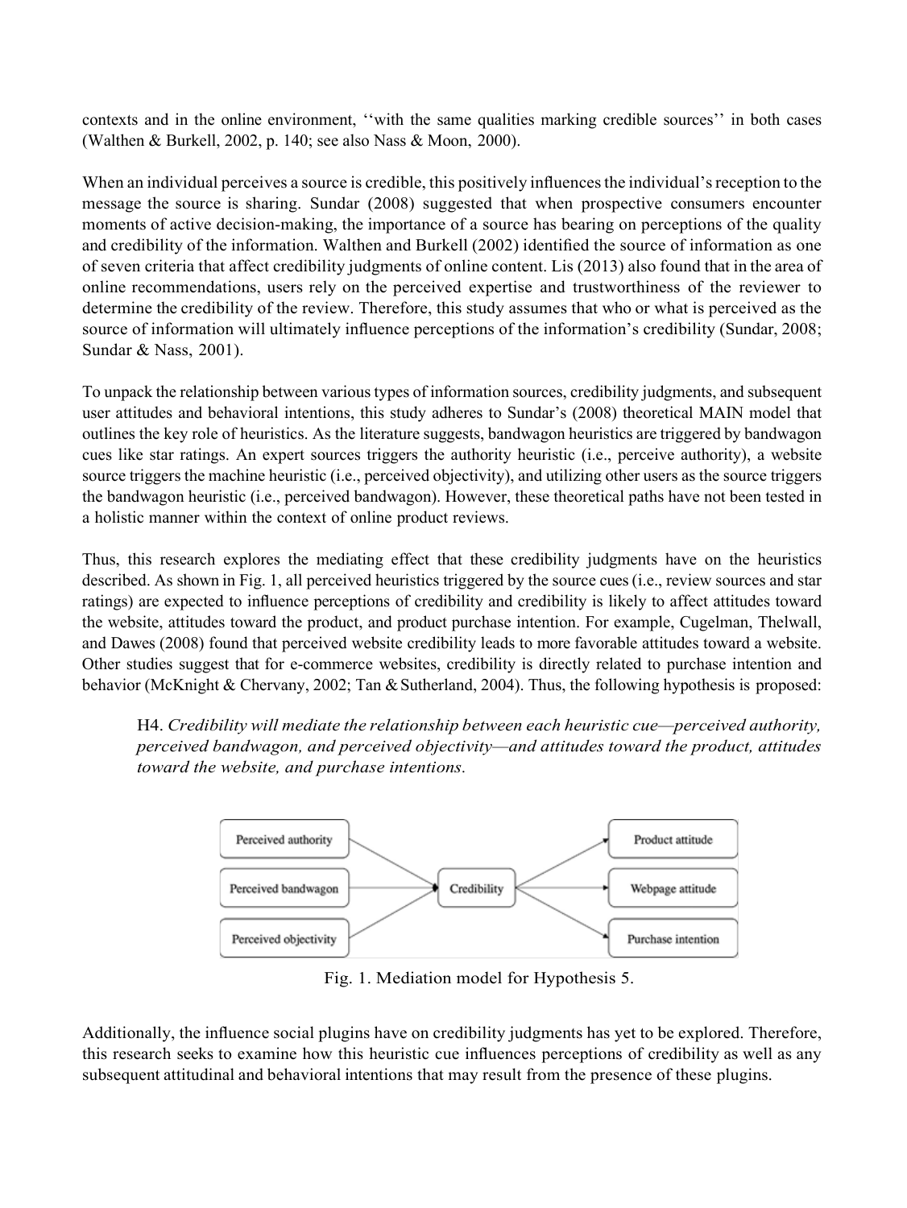contexts and in the online environment, ''with the same qualities marking credible sources'' in both cases (Walthen & Burkell, 2002, p. 140; see also Nass & Moon, 2000).

When an individual perceives a source is credible, this positively influences the individual's reception to the message the source is sharing. Sundar (2008) suggested that when prospective consumers encounter moments of active decision-making, the importance of a source has bearing on perceptions of the quality and credibility of the information. Walthen and Burkell (2002) identified the source of information as one of seven criteria that affect credibility judgments of online content. Lis (2013) also found that in the area of online recommendations, users rely on the perceived expertise and trustworthiness of the reviewer to determine the credibility of the review. Therefore, this study assumes that who or what is perceived as the source of information will ultimately influence perceptions of the information's credibility (Sundar, 2008; Sundar & Nass, 2001).

To unpack the relationship between various types of information sources, credibility judgments, and subsequent user attitudes and behavioral intentions, this study adheres to Sundar's (2008) theoretical MAIN model that outlines the key role of heuristics. As the literature suggests, bandwagon heuristics are triggered by bandwagon cues like star ratings. An expert sources triggers the authority heuristic (i.e., perceive authority), a website source triggers the machine heuristic (i.e., perceived objectivity), and utilizing other users as the source triggers the bandwagon heuristic (i.e., perceived bandwagon). However, these theoretical paths have not been tested in a holistic manner within the context of online product reviews.

Thus, this research explores the mediating effect that these credibility judgments have on the heuristics described. As shown in Fig. 1, all perceived heuristics triggered by the source cues (i.e., review sources and star ratings) are expected to influence perceptions of credibility and credibility is likely to affect attitudes toward the website, attitudes toward the product, and product purchase intention. For example, Cugelman, Thelwall, and Dawes (2008) found that perceived website credibility leads to more favorable attitudes toward a website. Other studies suggest that for e-commerce websites, credibility is directly related to purchase intention and behavior (McKnight & Chervany, 2002; Tan & Sutherland, 2004). Thus, the following hypothesis is proposed:

> H4. *Credibility will mediate the relationship between each heuristic cue—perceived authority, perceived bandwagon, and perceived objectivity—and attitudes toward the product, attitudes toward the website, and purchase intentions.*

Perceived authority

Perceived bandwagon

Perceived objectivity

Credibility

Product attitude

Webpage attitude

Purchase intention

Fig. 1. Mediation model for Hypothesis 5.

Additionally, the influence social plugins have on credibility judgments has yet to be explored. Therefore, this research seeks to examine how this heuristic cue influences perceptions of credibility as well as any subsequent attitudinal and behavioral intentions that may result from the presence of these plugins.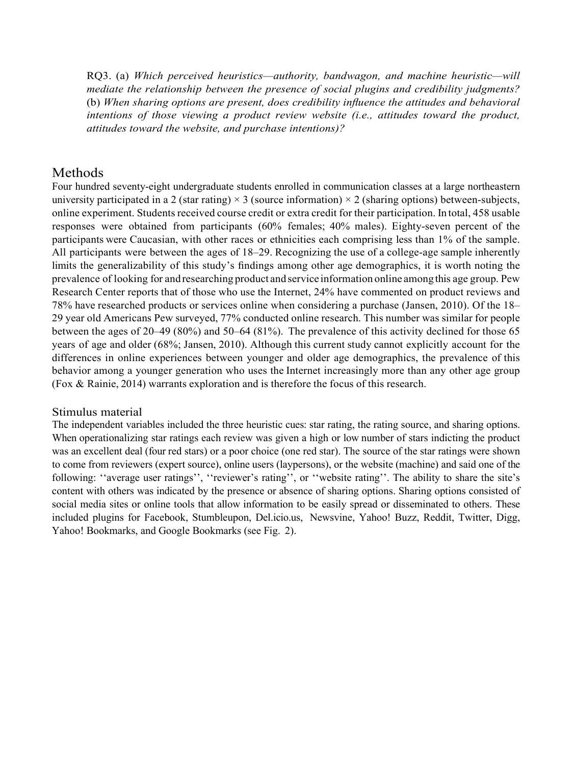RQ3. (a) *Which perceived heuristics—authority, bandwagon, and machine heuristic—will mediate the relationship between the presence of social plugins and credibility judgments?* (b) *When sharing options are present, does credibility influence the attitudes and behavioral intentions of those viewing a product review website (i.e., attitudes toward the product, attitudes toward the website, and purchase intentions)?*

## Methods

Four hundred seventy-eight undergraduate students enrolled in communication classes at a large northeastern university participated in a 2 (star rating) × 3 (source information) × 2 (sharing options) between-subjects, online experiment. Students received course credit or extra credit for their participation. In total, 458 usable responses were obtained from participants (60% females; 40% males). Eighty-seven percent of the participants were Caucasian, with other races or ethnicities each comprising less than 1% of the sample. All participants were between the ages of 18–29. Recognizing the use of a college-age sample inherently limits the generalizability of this study's findings among other age demographics, it is worth noting the prevalence of looking for and researching product and service information online among this age group. Pew Research Center reports that of those who use the Internet, 24% have commented on product reviews and 78% have researched products or services online when considering a purchase (Jansen, 2010). Of the 18–29 year old Americans Pew surveyed, 77% conducted online research. This number was similar for people between the ages of 20–49 (80%) and 50–64 (81%). The prevalence of this activity declined for those 65 years of age and older (68%; Jansen, 2010). Although this current study cannot explicitly account for the differences in online experiences between younger and older age demographics, the prevalence of this behavior among a younger generation who uses the Internet increasingly more than any other age group (Fox & Rainie, 2014) warrants exploration and is therefore the focus of this research.

### Stimulus material

The independent variables included the three heuristic cues: star rating, the rating source, and sharing options. When operationalizing star ratings each review was given a high or low number of stars indicting the product was an excellent deal (four red stars) or a poor choice (one red star). The source of the star ratings were shown to come from reviewers (expert source), online users (laypersons), or the website (machine) and said one of the following: ''average user ratings'', ''reviewer's rating'', or ''website rating''. The ability to share the site's content with others was indicated by the presence or absence of sharing options. Sharing options consisted of social media sites or online tools that allow information to be easily spread or disseminated to others. These included plugins for Facebook, Stumbleupon, Del.icio.us, Newsvine, Yahoo! Buzz, Reddit, Twitter, Digg, Yahoo! Bookmarks, and Google Bookmarks (see Fig. 2).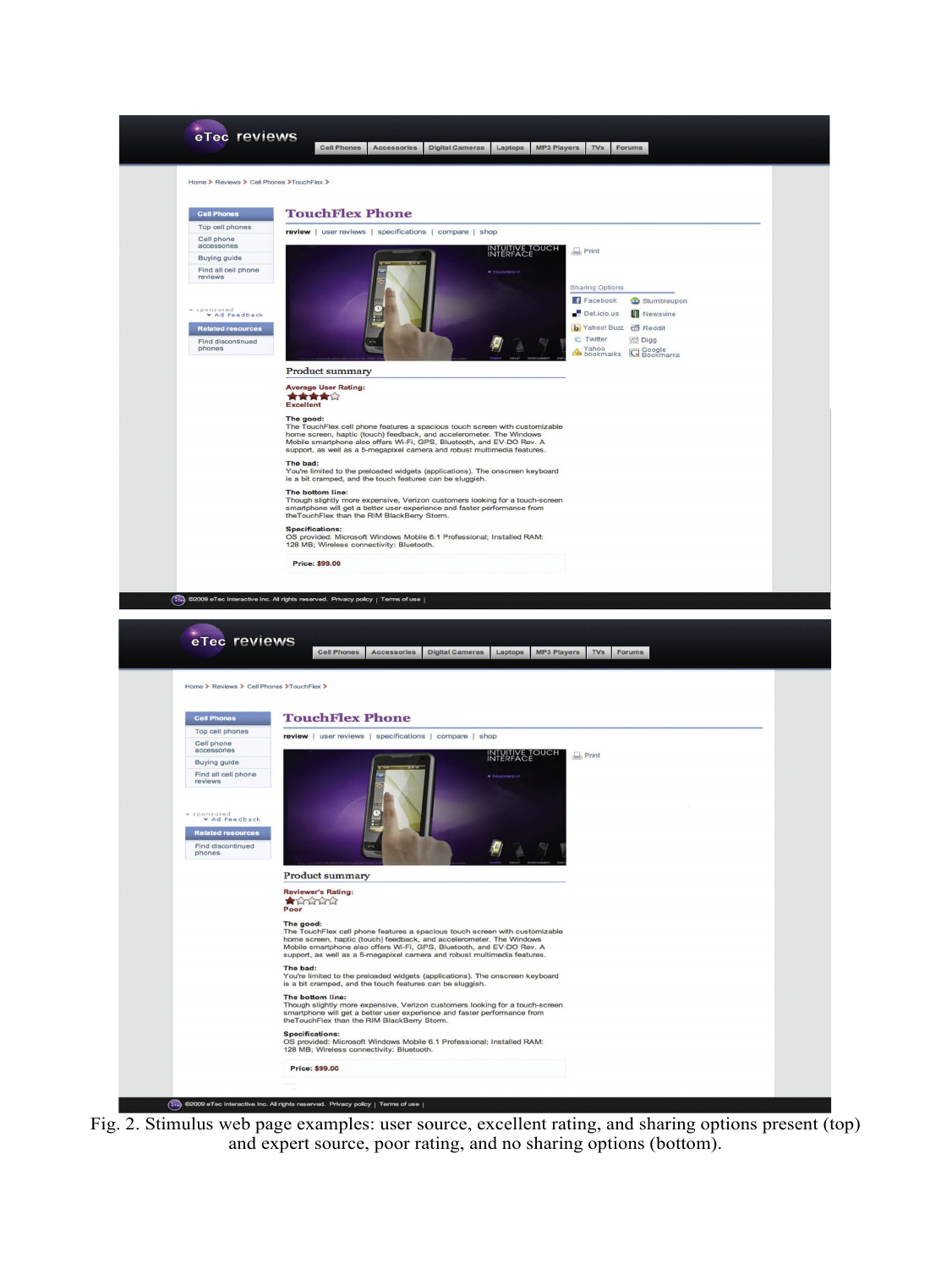Fig. 2. Stimulus web page examples: user source, excellent rating, and sharing options present (top) and expert source, poor rating, and no sharing options (bottom).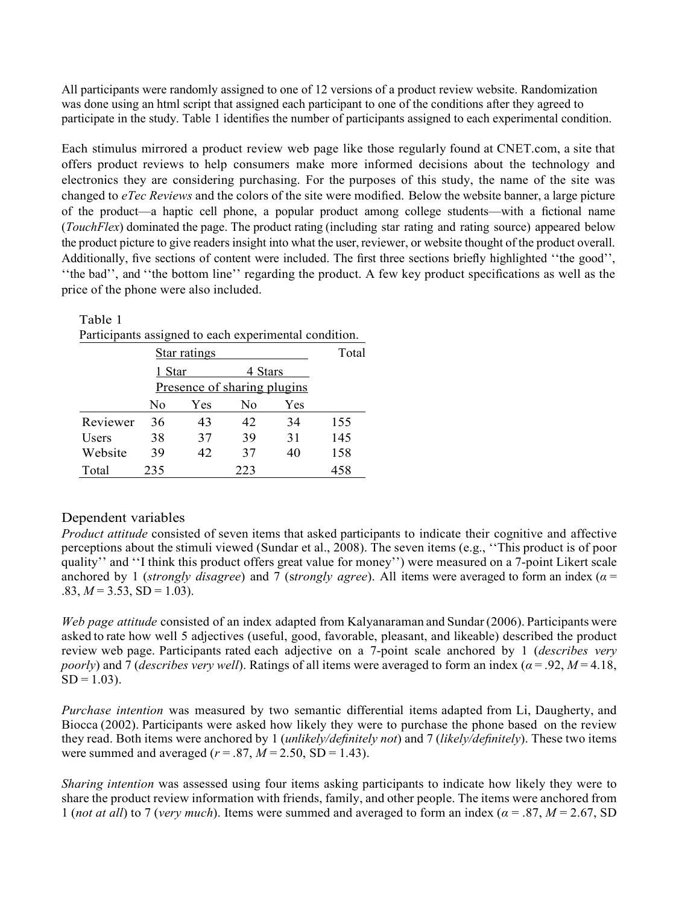All participants were randomly assigned to one of 12 versions of a product review website. Randomization was done using an html script that assigned each participant to one of the conditions after they agreed to participate in the study. Table 1 identifies the number of participants assigned to each experimental condition.

Each stimulus mirrored a product review web page like those regularly found at CNET.com, a site that offers product reviews to help consumers make more informed decisions about the technology and electronics they are considering purchasing. For the purposes of this study, the name of the site was changed to *eTec Reviews* and the colors of the site were modified. Below the website banner, a large picture of the product—a haptic cell phone, a popular product among college students—with a fictional name (*TouchFlex*) dominated the page. The product rating (including star rating and rating source) appeared below the product picture to give readers insight into what the user, reviewer, or website thought of the product overall. Additionally, five sections of content were included. The first three sections briefly highlighted ''the good'', ''the bad'', and ''the bottom line'' regarding the product. A few key product specifications as well as the price of the phone were also included.

Table 1
Participants assigned to each experimental condition.

| | Star ratings | | | | Total |
|---|---|---|---|---|---|
| | 1 Star | | 4 Stars | | |
| | Presence of sharing plugins | | | | |
| | No | Yes | No | Yes | |
| Reviewer | 36 | 43 | 42 | 34 | 155 |
| Users | 38 | 37 | 39 | 31 | 145 |
| Website | 39 | 42 | 37 | 40 | 158 |
| Total | 235 | | 223 | | 458 |

## Dependent variables

*Product attitude* consisted of seven items that asked participants to indicate their cognitive and affective perceptions about the stimuli viewed (Sundar et al., 2008). The seven items (e.g., ''This product is of poor quality'' and ''I think this product offers great value for money'') were measured on a 7-point Likert scale anchored by 1 (*strongly disagree*) and 7 (*strongly agree*). All items were averaged to form an index ($\alpha$ = .83, $M$ = 3.53, SD = 1.03).

*Web page attitude* consisted of an index adapted from Kalyanaraman and Sundar (2006). Participants were asked to rate how well 5 adjectives (useful, good, favorable, pleasant, and likeable) described the product review web page. Participants rated each adjective on a 7-point scale anchored by 1 (*describes very poorly*) and 7 (*describes very well*). Ratings of all items were averaged to form an index ($\alpha$ = .92, $M$ = 4.18, SD = 1.03).

*Purchase intention* was measured by two semantic differential items adapted from Li, Daugherty, and Biocca (2002). Participants were asked how likely they were to purchase the phone based on the review they read. Both items were anchored by 1 (*unlikely/definitely not*) and 7 (*likely/definitely*). These two items were summed and averaged ($r$ = .87, $M$ = 2.50, SD = 1.43).

*Sharing intention* was assessed using four items asking participants to indicate how likely they were to share the product review information with friends, family, and other people. The items were anchored from 1 (*not at all*) to 7 (*very much*). Items were summed and averaged to form an index ($\alpha$ = .87, $M$ = 2.67, SD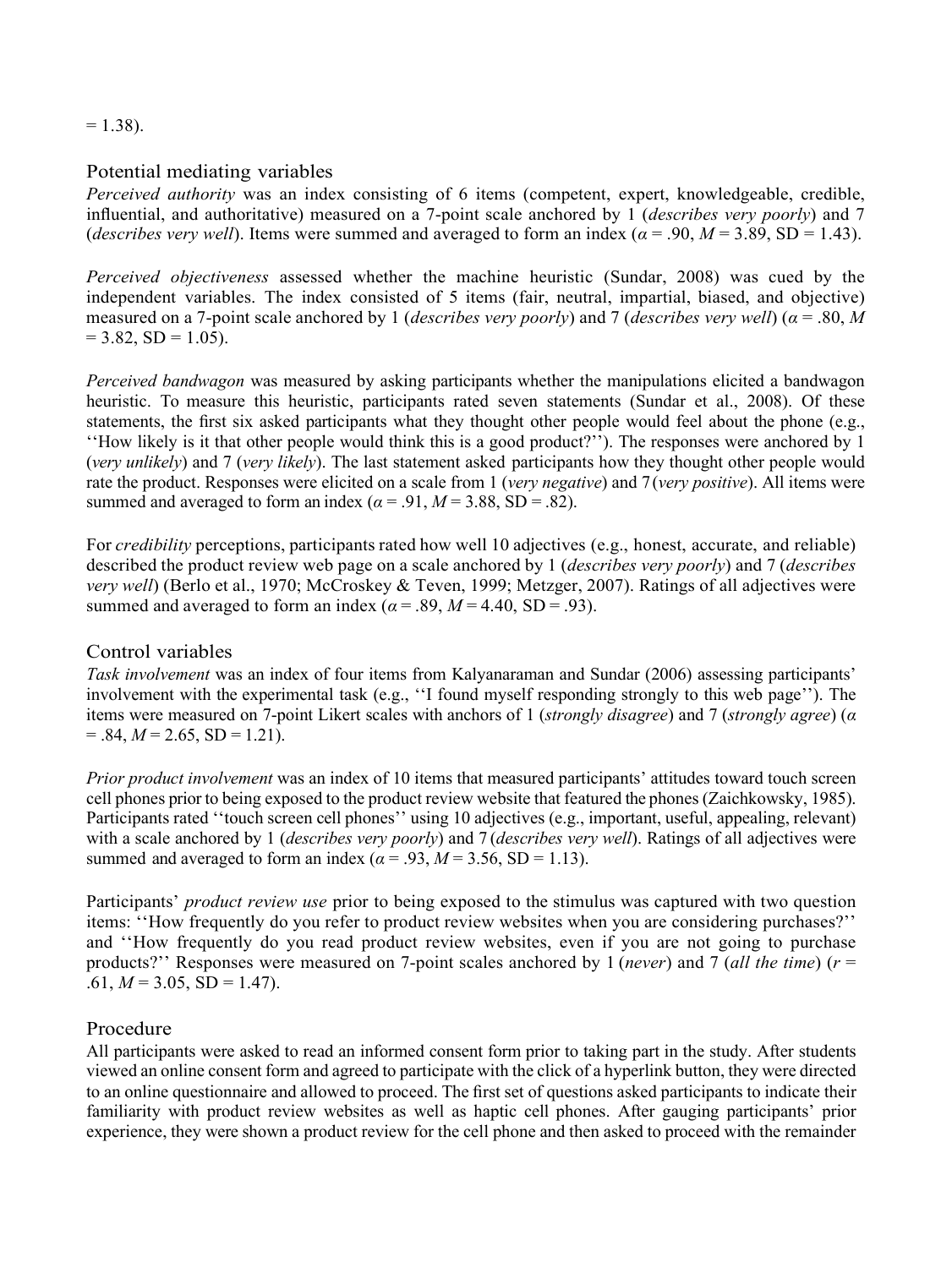= 1.38).

## Potential mediating variables

*Perceived authority* was an index consisting of 6 items (competent, expert, knowledgeable, credible, influential, and authoritative) measured on a 7-point scale anchored by 1 (*describes very poorly*) and 7 (*describes very well*). Items were summed and averaged to form an index ($\alpha = .90$, $M = 3.89$, SD = 1.43).

*Perceived objectiveness* assessed whether the machine heuristic (Sundar, 2008) was cued by the independent variables. The index consisted of 5 items (fair, neutral, impartial, biased, and objective) measured on a 7-point scale anchored by 1 (*describes very poorly*) and 7 (*describes very well*) ($\alpha = .80$, $M = 3.82$, SD = 1.05).

*Perceived bandwagon* was measured by asking participants whether the manipulations elicited a bandwagon heuristic. To measure this heuristic, participants rated seven statements (Sundar et al., 2008). Of these statements, the first six asked participants what they thought other people would feel about the phone (e.g., ''How likely is it that other people would think this is a good product?''). The responses were anchored by 1 (*very unlikely*) and 7 (*very likely*). The last statement asked participants how they thought other people would rate the product. Responses were elicited on a scale from 1 (*very negative*) and 7 (*very positive*). All items were summed and averaged to form an index ($\alpha = .91$, $M = 3.88$, SD = .82).

For *credibility* perceptions, participants rated how well 10 adjectives (e.g., honest, accurate, and reliable) described the product review web page on a scale anchored by 1 (*describes very poorly*) and 7 (*describes very well*) (Berlo et al., 1970; McCroskey & Teven, 1999; Metzger, 2007). Ratings of all adjectives were summed and averaged to form an index ($\alpha = .89$, $M = 4.40$, SD = .93).

## Control variables

*Task involvement* was an index of four items from Kalyanaraman and Sundar (2006) assessing participants' involvement with the experimental task (e.g., ''I found myself responding strongly to this web page''). The items were measured on 7-point Likert scales with anchors of 1 (*strongly disagree*) and 7 (*strongly agree*) ($\alpha = .84$, $M = 2.65$, SD = 1.21).

*Prior product involvement* was an index of 10 items that measured participants' attitudes toward touch screen cell phones prior to being exposed to the product review website that featured the phones (Zaichkowsky, 1985). Participants rated ''touch screen cell phones'' using 10 adjectives (e.g., important, useful, appealing, relevant) with a scale anchored by 1 (*describes very poorly*) and 7 (*describes very well*). Ratings of all adjectives were summed and averaged to form an index ($\alpha = .93$, $M = 3.56$, SD = 1.13).

Participants' *product review use* prior to being exposed to the stimulus was captured with two question items: ''How frequently do you refer to product review websites when you are considering purchases?'' and ''How frequently do you read product review websites, even if you are not going to purchase products?'' Responses were measured on 7-point scales anchored by 1 (*never*) and 7 (*all the time*) ($r = .61$, $M = 3.05$, SD = 1.47).

## Procedure

All participants were asked to read an informed consent form prior to taking part in the study. After students viewed an online consent form and agreed to participate with the click of a hyperlink button, they were directed to an online questionnaire and allowed to proceed. The first set of questions asked participants to indicate their familiarity with product review websites as well as haptic cell phones. After gauging participants' prior experience, they were shown a product review for the cell phone and then asked to proceed with the remainder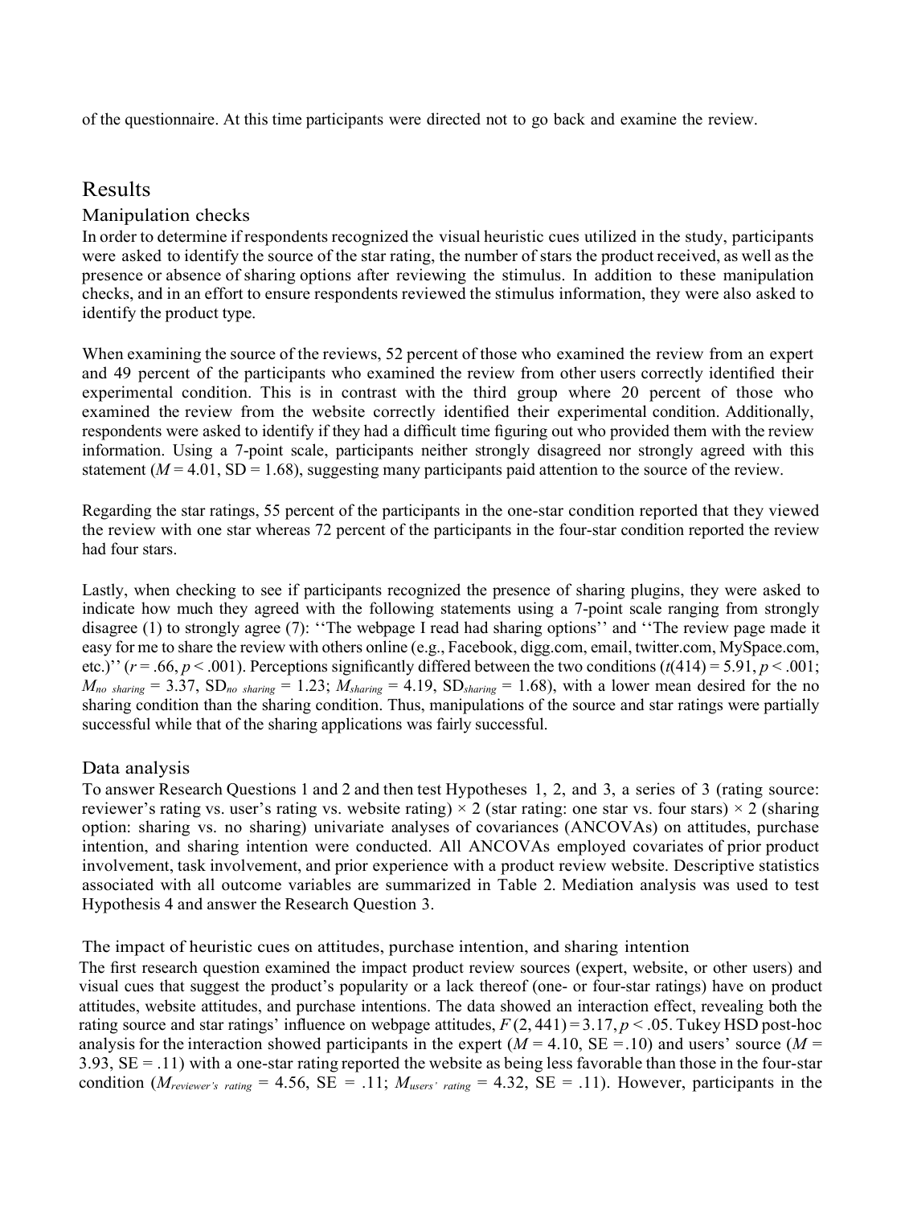of the questionnaire. At this time participants were directed not to go back and examine the review.

## Results

### Manipulation checks

In order to determine if respondents recognized the visual heuristic cues utilized in the study, participants were asked to identify the source of the star rating, the number of stars the product received, as well as the presence or absence of sharing options after reviewing the stimulus. In addition to these manipulation checks, and in an effort to ensure respondents reviewed the stimulus information, they were also asked to identify the product type.

When examining the source of the reviews, 52 percent of those who examined the review from an expert and 49 percent of the participants who examined the review from other users correctly identified their experimental condition. This is in contrast with the third group where 20 percent of those who examined the review from the website correctly identified their experimental condition. Additionally, respondents were asked to identify if they had a difficult time figuring out who provided them with the review information. Using a 7-point scale, participants neither strongly disagreed nor strongly agreed with this statement ($M = 4.01$, SD = 1.68), suggesting many participants paid attention to the source of the review.

Regarding the star ratings, 55 percent of the participants in the one-star condition reported that they viewed the review with one star whereas 72 percent of the participants in the four-star condition reported the review had four stars.

Lastly, when checking to see if participants recognized the presence of sharing plugins, they were asked to indicate how much they agreed with the following statements using a 7-point scale ranging from strongly disagree (1) to strongly agree (7): ''The webpage I read had sharing options'' and ''The review page made it easy for me to share the review with others online (e.g., Facebook, digg.com, email, twitter.com, MySpace.com, etc.)'' ($r = .66$, $p < .001$). Perceptions significantly differed between the two conditions ($t(414) = 5.91$, $p < .001$; $M_{no\ sharing} = 3.37$, $SD_{no\ sharing} = 1.23$; $M_{sharing} = 4.19$, $SD_{sharing} = 1.68$), with a lower mean desired for the no sharing condition than the sharing condition. Thus, manipulations of the source and star ratings were partially successful while that of the sharing applications was fairly successful.

### Data analysis

To answer Research Questions 1 and 2 and then test Hypotheses 1, 2, and 3, a series of 3 (rating source: reviewer's rating vs. user's rating vs. website rating) × 2 (star rating: one star vs. four stars) × 2 (sharing option: sharing vs. no sharing) univariate analyses of covariances (ANCOVAs) on attitudes, purchase intention, and sharing intention were conducted. All ANCOVAs employed covariates of prior product involvement, task involvement, and prior experience with a product review website. Descriptive statistics associated with all outcome variables are summarized in Table 2. Mediation analysis was used to test Hypothesis 4 and answer the Research Question 3.

### The impact of heuristic cues on attitudes, purchase intention, and sharing intention

The first research question examined the impact product review sources (expert, website, or other users) and visual cues that suggest the product's popularity or a lack thereof (one- or four-star ratings) have on product attitudes, website attitudes, and purchase intentions. The data showed an interaction effect, revealing both the rating source and star ratings' influence on webpage attitudes, $F(2, 441) = 3.17$, $p < .05$. Tukey HSD post-hoc analysis for the interaction showed participants in the expert ($M = 4.10$, SE = .10) and users' source ($M = 3.93$, SE = .11) with a one-star rating reported the website as being less favorable than those in the four-star condition ($M_{reviewer's\ rating} = 4.56$, SE = .11; $M_{users'\ rating} = 4.32$, SE = .11). However, participants in the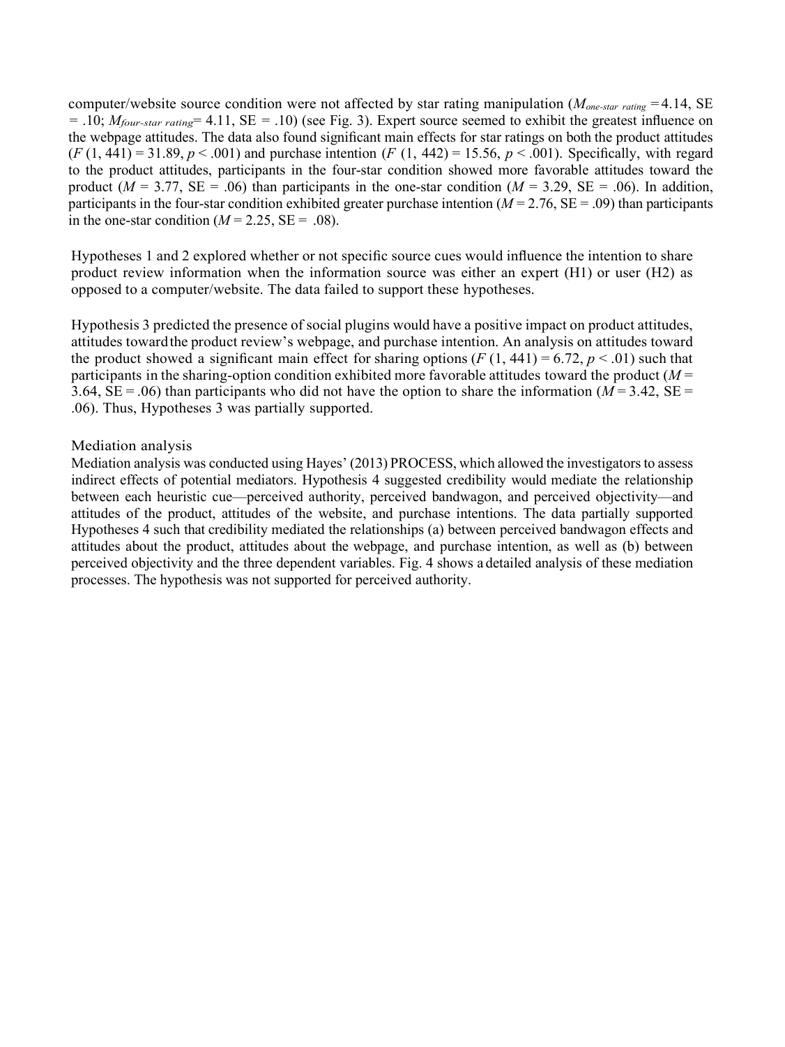computer/website source condition were not affected by star rating manipulation ($M_{one\text{-}star\ rating}$ = 4.14, SE = .10; $M_{four\text{-}star\ rating}$ = 4.11, SE = .10) (see Fig. 3). Expert source seemed to exhibit the greatest influence on the webpage attitudes. The data also found significant main effects for star ratings on both the product attitudes ($F$ (1, 441) = 31.89, $p < .001$) and purchase intention ($F$ (1, 442) = 15.56, $p < .001$). Specifically, with regard to the product attitudes, participants in the four-star condition showed more favorable attitudes toward the product ($M$ = 3.77, SE = .06) than participants in the one-star condition ($M$ = 3.29, SE = .06). In addition, participants in the four-star condition exhibited greater purchase intention ($M$ = 2.76, SE = .09) than participants in the one-star condition ($M$ = 2.25, SE = .08).

Hypotheses 1 and 2 explored whether or not specific source cues would influence the intention to share product review information when the information source was either an expert (H1) or user (H2) as opposed to a computer/website. The data failed to support these hypotheses.

Hypothesis 3 predicted the presence of social plugins would have a positive impact on product attitudes, attitudes toward the product review's webpage, and purchase intention. An analysis on attitudes toward the product showed a significant main effect for sharing options ($F$ (1, 441) = 6.72, $p < .01$) such that participants in the sharing-option condition exhibited more favorable attitudes toward the product ($M$ = 3.64, SE = .06) than participants who did not have the option to share the information ($M$ = 3.42, SE = .06). Thus, Hypotheses 3 was partially supported.

## Mediation analysis

Mediation analysis was conducted using Hayes' (2013) PROCESS, which allowed the investigators to assess indirect effects of potential mediators. Hypothesis 4 suggested credibility would mediate the relationship between each heuristic cue—perceived authority, perceived bandwagon, and perceived objectivity—and attitudes of the product, attitudes of the website, and purchase intentions. The data partially supported Hypotheses 4 such that credibility mediated the relationships (a) between perceived bandwagon effects and attitudes about the product, attitudes about the webpage, and purchase intention, as well as (b) between perceived objectivity and the three dependent variables. Fig. 4 shows a detailed analysis of these mediation processes. The hypothesis was not supported for perceived authority.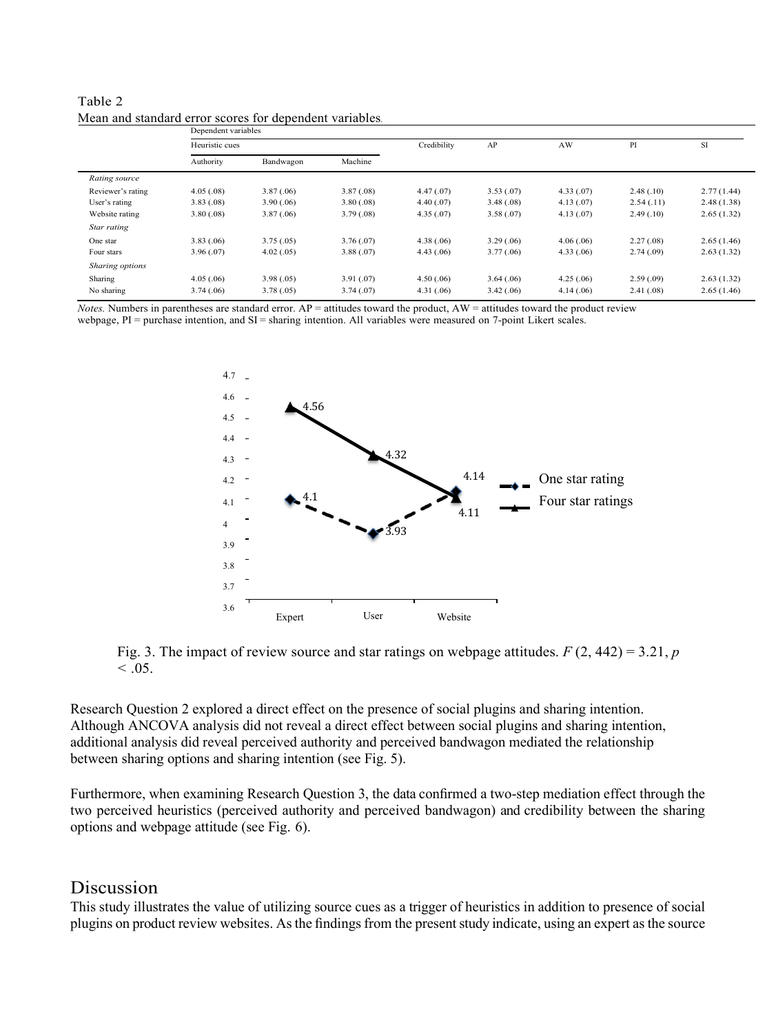Table 2
Mean and standard error scores for dependent variables.

| | Dependent variables | | | | | | | |
|---|---|---|---|---|---|---|---|---|
| | Heuristic cues | | | Credibility | AP | AW | PI | SI |
| | Authority | Bandwagon | Machine | | | | | |
| *Rating source* | | | | | | | | |
| Reviewer's rating | 4.05 (.08) | 3.87 (.06) | 3.87 (.08) | 4.47 (.07) | 3.53 (.07) | 4.33 (.07) | 2.48 (.10) | 2.77 (1.44) |
| User's rating | 3.83 (.08) | 3.90 (.06) | 3.80 (.08) | 4.40 (.07) | 3.48 (.08) | 4.13 (.07) | 2.54 (.11) | 2.48 (1.38) |
| Website rating | 3.80 (.08) | 3.87 (.06) | 3.79 (.08) | 4.35 (.07) | 3.58 (.07) | 4.13 (.07) | 2.49 (.10) | 2.65 (1.32) |
| *Star rating* | | | | | | | | |
| One star | 3.83 (.06) | 3.75 (.05) | 3.76 (.07) | 4.38 (.06) | 3.29 (.06) | 4.06 (.06) | 2.27 (.08) | 2.65 (1.46) |
| Four stars | 3.96 (.07) | 4.02 (.05) | 3.88 (.07) | 4.43 (.06) | 3.77 (.06) | 4.33 (.06) | 2.74 (.09) | 2.63 (1.32) |
| *Sharing options* | | | | | | | | |
| Sharing | 4.05 (.06) | 3.98 (.05) | 3.91 (.07) | 4.50 (.06) | 3.64 (.06) | 4.25 (.06) | 2.59 (.09) | 2.63 (1.32) |
| No sharing | 3.74 (.06) | 3.78 (.05) | 3.74 (.07) | 4.31 (.06) | 3.42 (.06) | 4.14 (.06) | 2.41 (.08) | 2.65 (1.46) |

*Notes.* Numbers in parentheses are standard error. AP = attitudes toward the product, AW = attitudes toward the product review webpage, PI = purchase intention, and SI = sharing intention. All variables were measured on 7-point Likert scales.

Fig. 3. The impact of review source and star ratings on webpage attitudes. $F(2, 442) = 3.21$, $p < .05$.

Research Question 2 explored a direct effect on the presence of social plugins and sharing intention. Although ANCOVA analysis did not reveal a direct effect between social plugins and sharing intention, additional analysis did reveal perceived authority and perceived bandwagon mediated the relationship between sharing options and sharing intention (see Fig. 5).

Furthermore, when examining Research Question 3, the data confirmed a two-step mediation effect through the two perceived heuristics (perceived authority and perceived bandwagon) and credibility between the sharing options and webpage attitude (see Fig. 6).

## Discussion

This study illustrates the value of utilizing source cues as a trigger of heuristics in addition to presence of social plugins on product review websites. As the findings from the present study indicate, using an expert as the source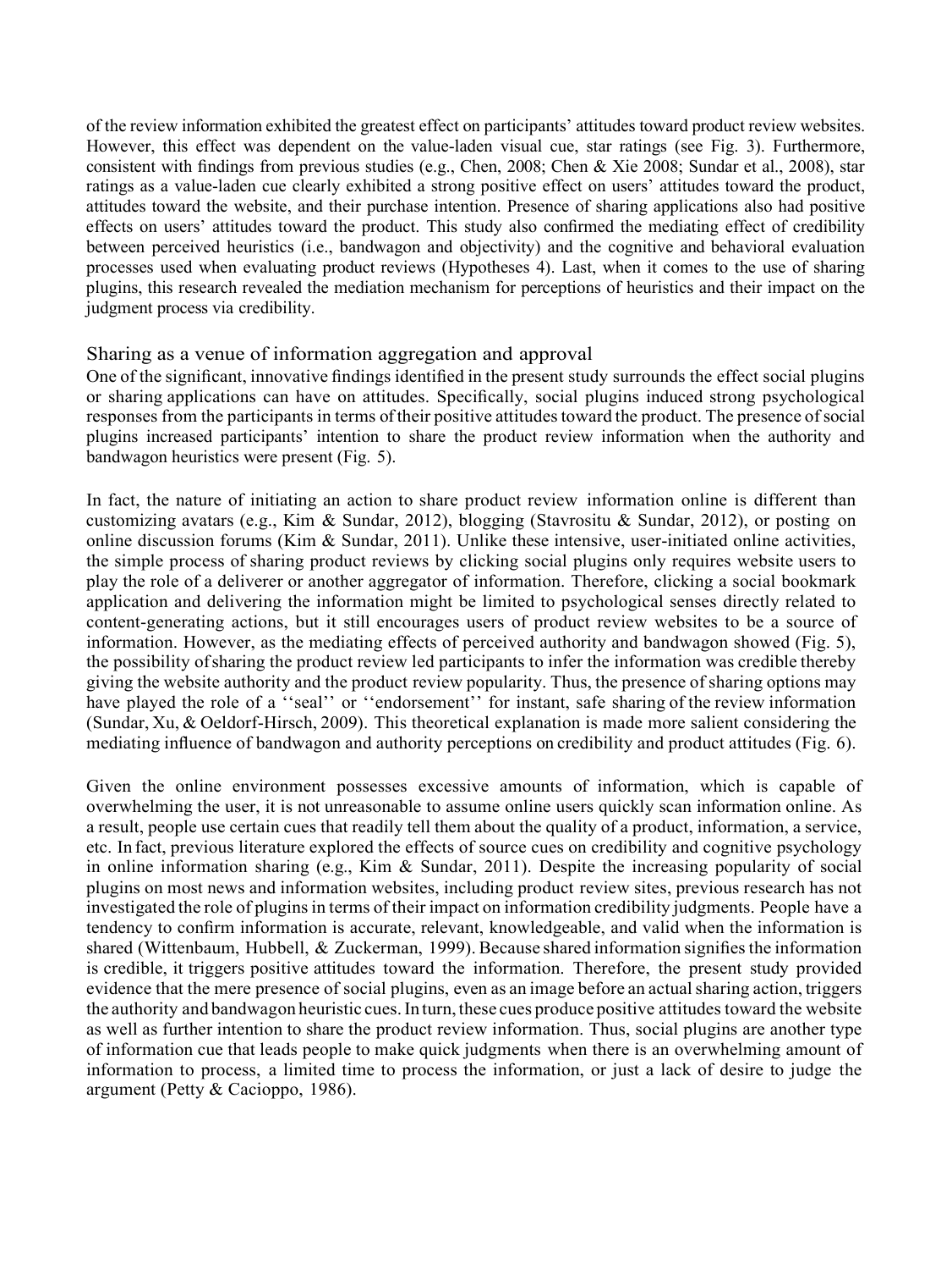of the review information exhibited the greatest effect on participants' attitudes toward product review websites. However, this effect was dependent on the value-laden visual cue, star ratings (see Fig. 3). Furthermore, consistent with findings from previous studies (e.g., Chen, 2008; Chen & Xie 2008; Sundar et al., 2008), star ratings as a value-laden cue clearly exhibited a strong positive effect on users' attitudes toward the product, attitudes toward the website, and their purchase intention. Presence of sharing applications also had positive effects on users' attitudes toward the product. This study also confirmed the mediating effect of credibility between perceived heuristics (i.e., bandwagon and objectivity) and the cognitive and behavioral evaluation processes used when evaluating product reviews (Hypotheses 4). Last, when it comes to the use of sharing plugins, this research revealed the mediation mechanism for perceptions of heuristics and their impact on the judgment process via credibility.

## Sharing as a venue of information aggregation and approval

One of the significant, innovative findings identified in the present study surrounds the effect social plugins or sharing applications can have on attitudes. Specifically, social plugins induced strong psychological responses from the participants in terms of their positive attitudes toward the product. The presence of social plugins increased participants' intention to share the product review information when the authority and bandwagon heuristics were present (Fig. 5).

In fact, the nature of initiating an action to share product review information online is different than customizing avatars (e.g., Kim & Sundar, 2012), blogging (Stavrositu & Sundar, 2012), or posting on online discussion forums (Kim & Sundar, 2011). Unlike these intensive, user-initiated online activities, the simple process of sharing product reviews by clicking social plugins only requires website users to play the role of a deliverer or another aggregator of information. Therefore, clicking a social bookmark application and delivering the information might be limited to psychological senses directly related to content-generating actions, but it still encourages users of product review websites to be a source of information. However, as the mediating effects of perceived authority and bandwagon showed (Fig. 5), the possibility of sharing the product review led participants to infer the information was credible thereby giving the website authority and the product review popularity. Thus, the presence of sharing options may have played the role of a ''seal'' or ''endorsement'' for instant, safe sharing of the review information (Sundar, Xu, & Oeldorf-Hirsch, 2009). This theoretical explanation is made more salient considering the mediating influence of bandwagon and authority perceptions on credibility and product attitudes (Fig. 6).

Given the online environment possesses excessive amounts of information, which is capable of overwhelming the user, it is not unreasonable to assume online users quickly scan information online. As a result, people use certain cues that readily tell them about the quality of a product, information, a service, etc. In fact, previous literature explored the effects of source cues on credibility and cognitive psychology in online information sharing (e.g., Kim & Sundar, 2011). Despite the increasing popularity of social plugins on most news and information websites, including product review sites, previous research has not investigated the role of plugins in terms of their impact on information credibility judgments. People have a tendency to confirm information is accurate, relevant, knowledgeable, and valid when the information is shared (Wittenbaum, Hubbell, & Zuckerman, 1999). Because shared information signifies the information is credible, it triggers positive attitudes toward the information. Therefore, the present study provided evidence that the mere presence of social plugins, even as an image before an actual sharing action, triggers the authority and bandwagon heuristic cues. In turn, these cues produce positive attitudes toward the website as well as further intention to share the product review information. Thus, social plugins are another type of information cue that leads people to make quick judgments when there is an overwhelming amount of information to process, a limited time to process the information, or just a lack of desire to judge the argument (Petty & Cacioppo, 1986).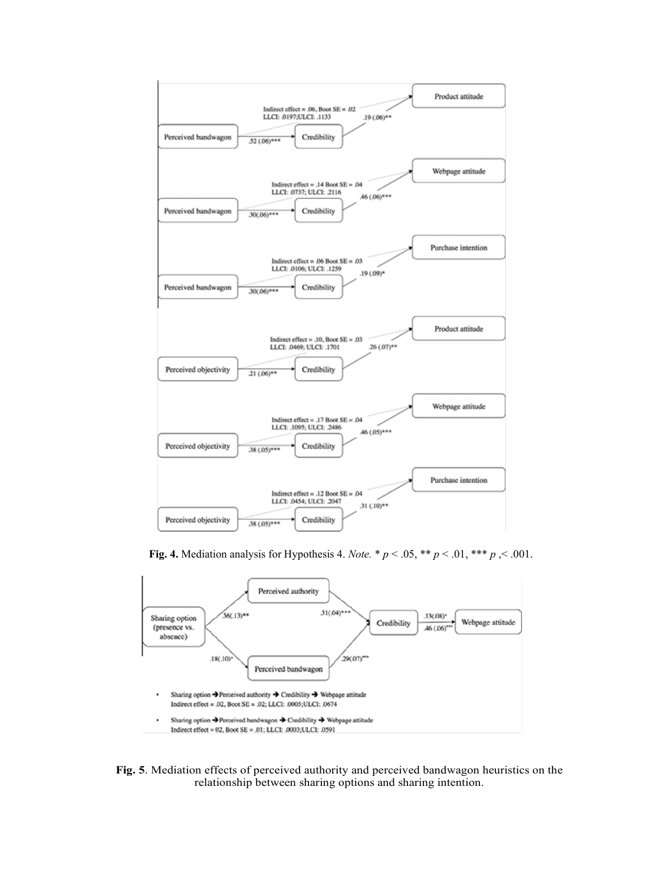**Fig. 4.** Mediation analysis for Hypothesis 4. *Note.* * $p < .05$, ** $p < .01$, *** $p$ ,< .001.

**Fig. 5**. Mediation effects of perceived authority and perceived bandwagon heuristics on the relationship between sharing options and sharing intention.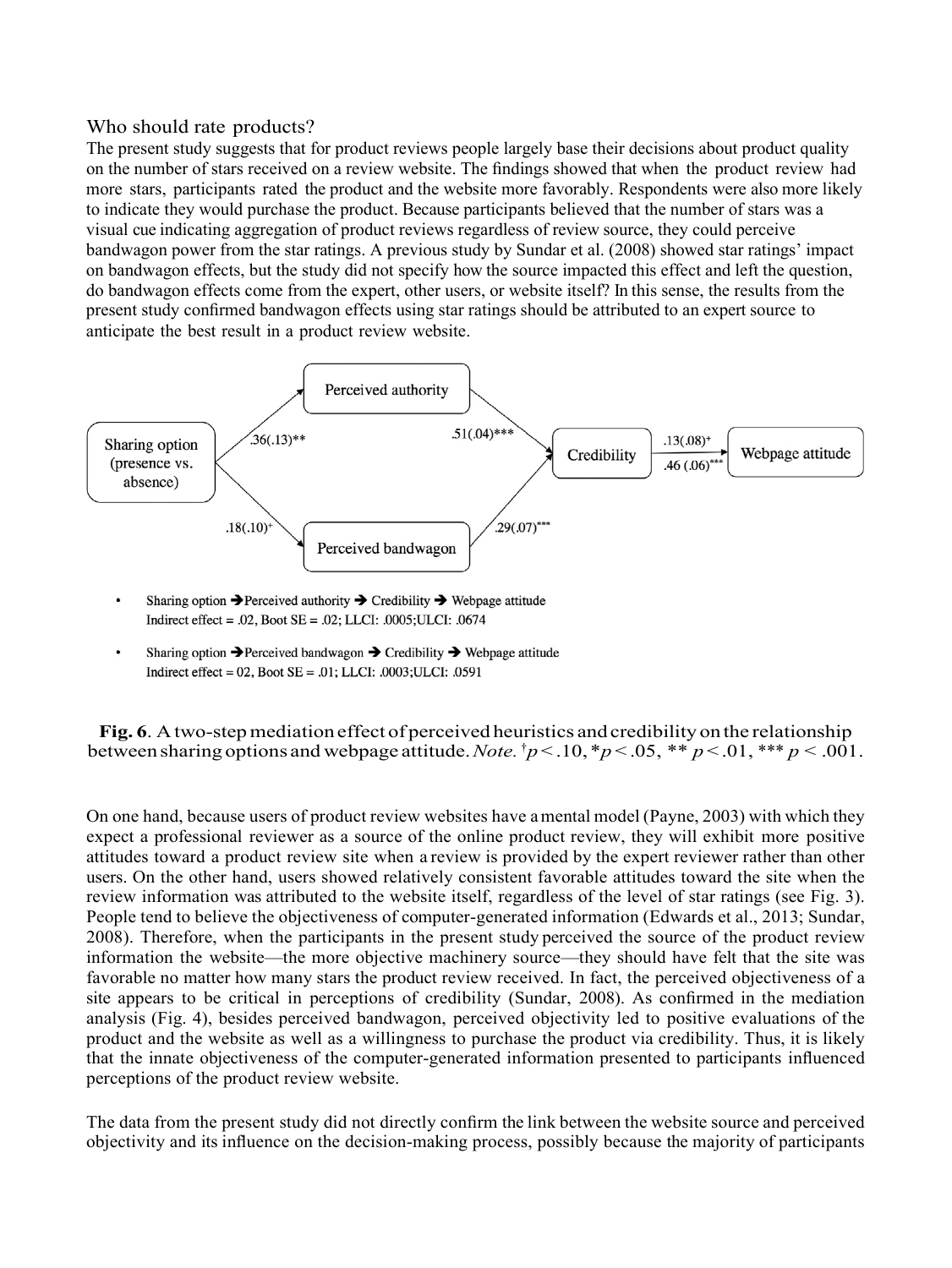## Who should rate products?

The present study suggests that for product reviews people largely base their decisions about product quality on the number of stars received on a review website. The findings showed that when the product review had more stars, participants rated the product and the website more favorably. Respondents were also more likely to indicate they would purchase the product. Because participants believed that the number of stars was a visual cue indicating aggregation of product reviews regardless of review source, they could perceive bandwagon power from the star ratings. A previous study by Sundar et al. (2008) showed star ratings' impact on bandwagon effects, but the study did not specify how the source impacted this effect and left the question, do bandwagon effects come from the expert, other users, or website itself? In this sense, the results from the present study confirmed bandwagon effects using star ratings should be attributed to an expert source to anticipate the best result in a product review website.

Sharing option (presence vs. absence) → Perceived authority: .36(.13)**
Perceived authority → Credibility: .51(.04)***
Sharing option (presence vs. absence) → Perceived bandwagon: .18(.10)†
Perceived bandwagon → Credibility: .29(.07)***
Credibility → Webpage attitude: .13(.08)†; .46 (.06)***

- Sharing option → Perceived authority → Credibility → Webpage attitude
  Indirect effect = .02, Boot SE = .02; LLCI: .0005;ULCI: .0674
- Sharing option → Perceived bandwagon → Credibility → Webpage attitude
  Indirect effect = 02, Boot SE = .01; LLCI: .0003;ULCI: .0591

**Fig. 6**. A two-step mediation effect of perceived heuristics and credibility on the relationship between sharing options and webpage attitude. *Note.* †$p < .10$, *$p < .05$, ** $p < .01$, *** $p < .001$.

On one hand, because users of product review websites have a mental model (Payne, 2003) with which they expect a professional reviewer as a source of the online product review, they will exhibit more positive attitudes toward a product review site when a review is provided by the expert reviewer rather than other users. On the other hand, users showed relatively consistent favorable attitudes toward the site when the review information was attributed to the website itself, regardless of the level of star ratings (see Fig. 3). People tend to believe the objectiveness of computer-generated information (Edwards et al., 2013; Sundar, 2008). Therefore, when the participants in the present study perceived the source of the product review information the website—the more objective machinery source—they should have felt that the site was favorable no matter how many stars the product review received. In fact, the perceived objectiveness of a site appears to be critical in perceptions of credibility (Sundar, 2008). As confirmed in the mediation analysis (Fig. 4), besides perceived bandwagon, perceived objectivity led to positive evaluations of the product and the website as well as a willingness to purchase the product via credibility. Thus, it is likely that the innate objectiveness of the computer-generated information presented to participants influenced perceptions of the product review website.

The data from the present study did not directly confirm the link between the website source and perceived objectivity and its influence on the decision-making process, possibly because the majority of participants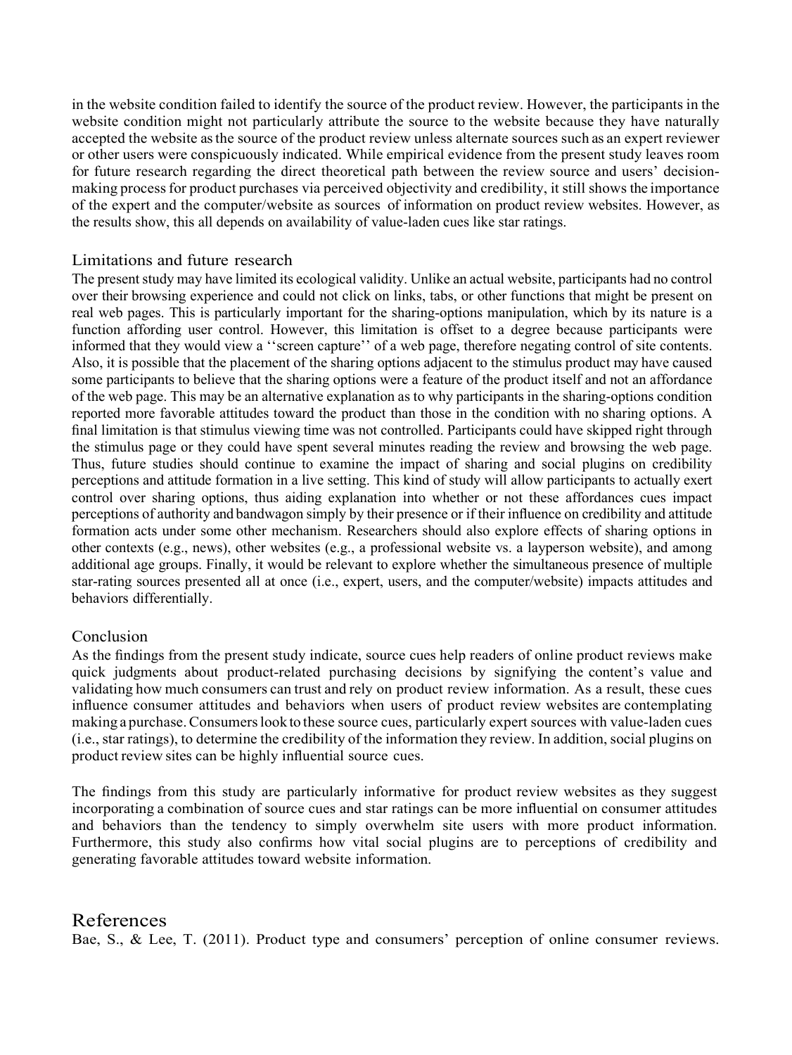in the website condition failed to identify the source of the product review. However, the participants in the website condition might not particularly attribute the source to the website because they have naturally accepted the website as the source of the product review unless alternate sources such as an expert reviewer or other users were conspicuously indicated. While empirical evidence from the present study leaves room for future research regarding the direct theoretical path between the review source and users' decision-making process for product purchases via perceived objectivity and credibility, it still shows the importance of the expert and the computer/website as sources of information on product review websites. However, as the results show, this all depends on availability of value-laden cues like star ratings.

## Limitations and future research

The present study may have limited its ecological validity. Unlike an actual website, participants had no control over their browsing experience and could not click on links, tabs, or other functions that might be present on real web pages. This is particularly important for the sharing-options manipulation, which by its nature is a function affording user control. However, this limitation is offset to a degree because participants were informed that they would view a ''screen capture'' of a web page, therefore negating control of site contents. Also, it is possible that the placement of the sharing options adjacent to the stimulus product may have caused some participants to believe that the sharing options were a feature of the product itself and not an affordance of the web page. This may be an alternative explanation as to why participants in the sharing-options condition reported more favorable attitudes toward the product than those in the condition with no sharing options. A final limitation is that stimulus viewing time was not controlled. Participants could have skipped right through the stimulus page or they could have spent several minutes reading the review and browsing the web page. Thus, future studies should continue to examine the impact of sharing and social plugins on credibility perceptions and attitude formation in a live setting. This kind of study will allow participants to actually exert control over sharing options, thus aiding explanation into whether or not these affordances cues impact perceptions of authority and bandwagon simply by their presence or if their influence on credibility and attitude formation acts under some other mechanism. Researchers should also explore effects of sharing options in other contexts (e.g., news), other websites (e.g., a professional website vs. a layperson website), and among additional age groups. Finally, it would be relevant to explore whether the simultaneous presence of multiple star-rating sources presented all at once (i.e., expert, users, and the computer/website) impacts attitudes and behaviors differentially.

## Conclusion

As the findings from the present study indicate, source cues help readers of online product reviews make quick judgments about product-related purchasing decisions by signifying the content's value and validating how much consumers can trust and rely on product review information. As a result, these cues influence consumer attitudes and behaviors when users of product review websites are contemplating making a purchase. Consumers look to these source cues, particularly expert sources with value-laden cues (i.e., star ratings), to determine the credibility of the information they review. In addition, social plugins on product review sites can be highly influential source cues.

The findings from this study are particularly informative for product review websites as they suggest incorporating a combination of source cues and star ratings can be more influential on consumer attitudes and behaviors than the tendency to simply overwhelm site users with more product information. Furthermore, this study also confirms how vital social plugins are to perceptions of credibility and generating favorable attitudes toward website information.

# References

Bae, S., & Lee, T. (2011). Product type and consumers' perception of online consumer reviews.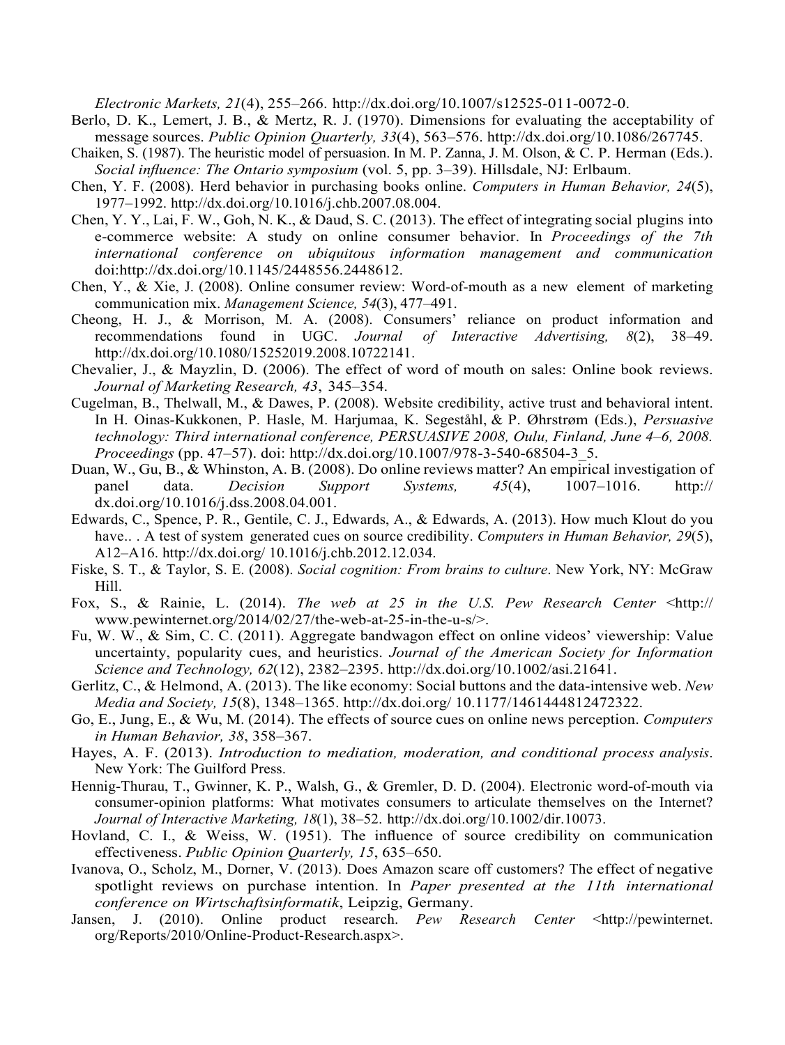*Electronic Markets, 21*(4), 255–266. http://dx.doi.org/10.1007/s12525-011-0072-0.

Berlo, D. K., Lemert, J. B., & Mertz, R. J. (1970). Dimensions for evaluating the acceptability of message sources. *Public Opinion Quarterly, 33*(4), 563–576. http://dx.doi.org/10.1086/267745.

Chaiken, S. (1987). The heuristic model of persuasion. In M. P. Zanna, J. M. Olson, & C. P. Herman (Eds.). *Social influence: The Ontario symposium* (vol. 5, pp. 3–39). Hillsdale, NJ: Erlbaum.

Chen, Y. F. (2008). Herd behavior in purchasing books online. *Computers in Human Behavior, 24*(5), 1977–1992. http://dx.doi.org/10.1016/j.chb.2007.08.004.

Chen, Y. Y., Lai, F. W., Goh, N. K., & Daud, S. C. (2013). The effect of integrating social plugins into e-commerce website: A study on online consumer behavior. In *Proceedings of the 7th international conference on ubiquitous information management and communication* doi:http://dx.doi.org/10.1145/2448556.2448612.

Chen, Y., & Xie, J. (2008). Online consumer review: Word-of-mouth as a new element of marketing communication mix. *Management Science, 54*(3), 477–491.

Cheong, H. J., & Morrison, M. A. (2008). Consumers' reliance on product information and recommendations found in UGC. *Journal of Interactive Advertising, 8*(2), 38–49. http://dx.doi.org/10.1080/15252019.2008.10722141.

Chevalier, J., & Mayzlin, D. (2006). The effect of word of mouth on sales: Online book reviews. *Journal of Marketing Research, 43*, 345–354.

Cugelman, B., Thelwall, M., & Dawes, P. (2008). Website credibility, active trust and behavioral intent. In H. Oinas-Kukkonen, P. Hasle, M. Harjumaa, K. Segeståhl, & P. Øhrstrøm (Eds.), *Persuasive technology: Third international conference, PERSUASIVE 2008, Oulu, Finland, June 4–6, 2008. Proceedings* (pp. 47–57). doi: http://dx.doi.org/10.1007/978-3-540-68504-3_5.

Duan, W., Gu, B., & Whinston, A. B. (2008). Do online reviews matter? An empirical investigation of panel data. *Decision Support Systems, 45*(4), 1007–1016. http://dx.doi.org/10.1016/j.dss.2008.04.001.

Edwards, C., Spence, P. R., Gentile, C. J., Edwards, A., & Edwards, A. (2013). How much Klout do you have.. . A test of system generated cues on source credibility. *Computers in Human Behavior, 29*(5), A12–A16. http://dx.doi.org/ 10.1016/j.chb.2012.12.034.

Fiske, S. T., & Taylor, S. E. (2008). *Social cognition: From brains to culture*. New York, NY: McGraw Hill.

Fox, S., & Rainie, L. (2014). *The web at 25 in the U.S. Pew Research Center* <http://www.pewinternet.org/2014/02/27/the-web-at-25-in-the-u-s/>.

Fu, W. W., & Sim, C. C. (2011). Aggregate bandwagon effect on online videos' viewership: Value uncertainty, popularity cues, and heuristics. *Journal of the American Society for Information Science and Technology, 62*(12), 2382–2395. http://dx.doi.org/10.1002/asi.21641.

Gerlitz, C., & Helmond, A. (2013). The like economy: Social buttons and the data-intensive web. *New Media and Society, 15*(8), 1348–1365. http://dx.doi.org/ 10.1177/1461444812472322.

Go, E., Jung, E., & Wu, M. (2014). The effects of source cues on online news perception. *Computers in Human Behavior, 38*, 358–367.

Hayes, A. F. (2013). *Introduction to mediation, moderation, and conditional process analysis*. New York: The Guilford Press.

Hennig-Thurau, T., Gwinner, K. P., Walsh, G., & Gremler, D. D. (2004). Electronic word-of-mouth via consumer-opinion platforms: What motivates consumers to articulate themselves on the Internet? *Journal of Interactive Marketing, 18*(1), 38–52. http://dx.doi.org/10.1002/dir.10073.

Hovland, C. I., & Weiss, W. (1951). The influence of source credibility on communication effectiveness. *Public Opinion Quarterly, 15*, 635–650.

Ivanova, O., Scholz, M., Dorner, V. (2013). Does Amazon scare off customers? The effect of negative spotlight reviews on purchase intention. In *Paper presented at the 11th international conference on Wirtschaftsinformatik*, Leipzig, Germany.

Jansen, J. (2010). Online product research. *Pew Research Center* <http://pewinternet.org/Reports/2010/Online-Product-Research.aspx>.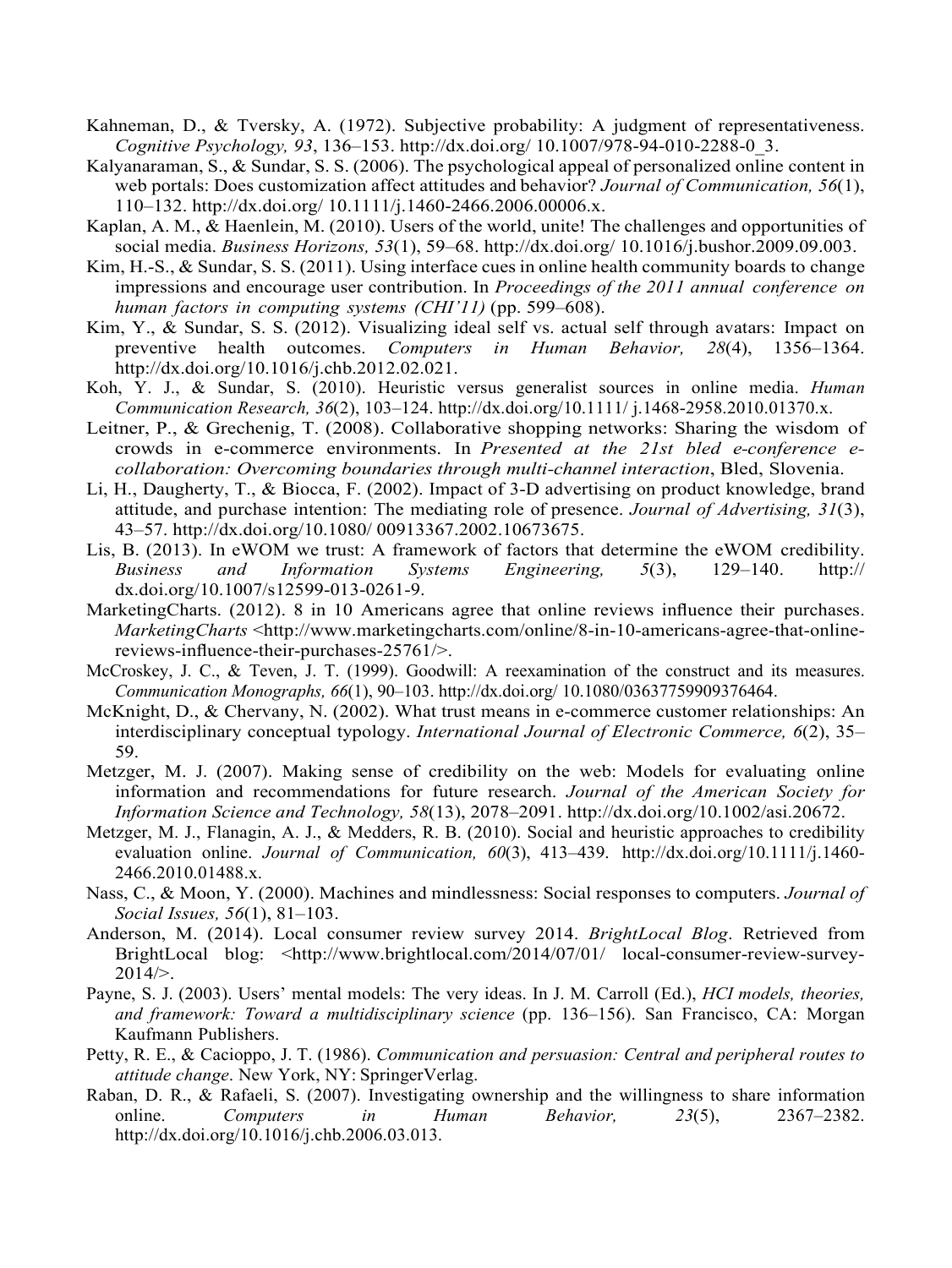Kahneman, D., & Tversky, A. (1972). Subjective probability: A judgment of representativeness. *Cognitive Psychology, 93*, 136–153. http://dx.doi.org/ 10.1007/978-94-010-2288-0_3.

Kalyanaraman, S., & Sundar, S. S. (2006). The psychological appeal of personalized online content in web portals: Does customization affect attitudes and behavior? *Journal of Communication, 56*(1), 110–132. http://dx.doi.org/ 10.1111/j.1460-2466.2006.00006.x.

Kaplan, A. M., & Haenlein, M. (2010). Users of the world, unite! The challenges and opportunities of social media. *Business Horizons, 53*(1), 59–68. http://dx.doi.org/ 10.1016/j.bushor.2009.09.003.

Kim, H.-S., & Sundar, S. S. (2011). Using interface cues in online health community boards to change impressions and encourage user contribution. In *Proceedings of the 2011 annual conference on human factors in computing systems (CHI'11)* (pp. 599–608).

Kim, Y., & Sundar, S. S. (2012). Visualizing ideal self vs. actual self through avatars: Impact on preventive health outcomes. *Computers in Human Behavior, 28*(4), 1356–1364. http://dx.doi.org/10.1016/j.chb.2012.02.021.

Koh, Y. J., & Sundar, S. (2010). Heuristic versus generalist sources in online media. *Human Communication Research, 36*(2), 103–124. http://dx.doi.org/10.1111/ j.1468-2958.2010.01370.x.

Leitner, P., & Grechenig, T. (2008). Collaborative shopping networks: Sharing the wisdom of crowds in e-commerce environments. In *Presented at the 21st bled e-conference e-collaboration: Overcoming boundaries through multi-channel interaction*, Bled, Slovenia.

Li, H., Daugherty, T., & Biocca, F. (2002). Impact of 3-D advertising on product knowledge, brand attitude, and purchase intention: The mediating role of presence. *Journal of Advertising, 31*(3), 43–57. http://dx.doi.org/10.1080/ 00913367.2002.10673675.

Lis, B. (2013). In eWOM we trust: A framework of factors that determine the eWOM credibility. *Business and Information Systems Engineering, 5*(3), 129–140. http:// dx.doi.org/10.1007/s12599-013-0261-9.

MarketingCharts. (2012). 8 in 10 Americans agree that online reviews influence their purchases. *MarketingCharts* <http://www.marketingcharts.com/online/8-in-10-americans-agree-that-online-reviews-influence-their-purchases-25761/>.

McCroskey, J. C., & Teven, J. T. (1999). Goodwill: A reexamination of the construct and its measures. *Communication Monographs, 66*(1), 90–103. http://dx.doi.org/ 10.1080/03637759909376464.

McKnight, D., & Chervany, N. (2002). What trust means in e-commerce customer relationships: An interdisciplinary conceptual typology. *International Journal of Electronic Commerce, 6*(2), 35–59.

Metzger, M. J. (2007). Making sense of credibility on the web: Models for evaluating online information and recommendations for future research. *Journal of the American Society for Information Science and Technology, 58*(13), 2078–2091. http://dx.doi.org/10.1002/asi.20672.

Metzger, M. J., Flanagin, A. J., & Medders, R. B. (2010). Social and heuristic approaches to credibility evaluation online. *Journal of Communication, 60*(3), 413–439. http://dx.doi.org/10.1111/j.1460-2466.2010.01488.x.

Nass, C., & Moon, Y. (2000). Machines and mindlessness: Social responses to computers. *Journal of Social Issues, 56*(1), 81–103.

Anderson, M. (2014). Local consumer review survey 2014. *BrightLocal Blog*. Retrieved from BrightLocal blog: <http://www.brightlocal.com/2014/07/01/ local-consumer-review-survey-2014/>.

Payne, S. J. (2003). Users' mental models: The very ideas. In J. M. Carroll (Ed.), *HCI models, theories, and framework: Toward a multidisciplinary science* (pp. 136–156). San Francisco, CA: Morgan Kaufmann Publishers.

Petty, R. E., & Cacioppo, J. T. (1986). *Communication and persuasion: Central and peripheral routes to attitude change*. New York, NY: SpringerVerlag.

Raban, D. R., & Rafaeli, S. (2007). Investigating ownership and the willingness to share information online. *Computers in Human Behavior, 23*(5), 2367–2382. http://dx.doi.org/10.1016/j.chb.2006.03.013.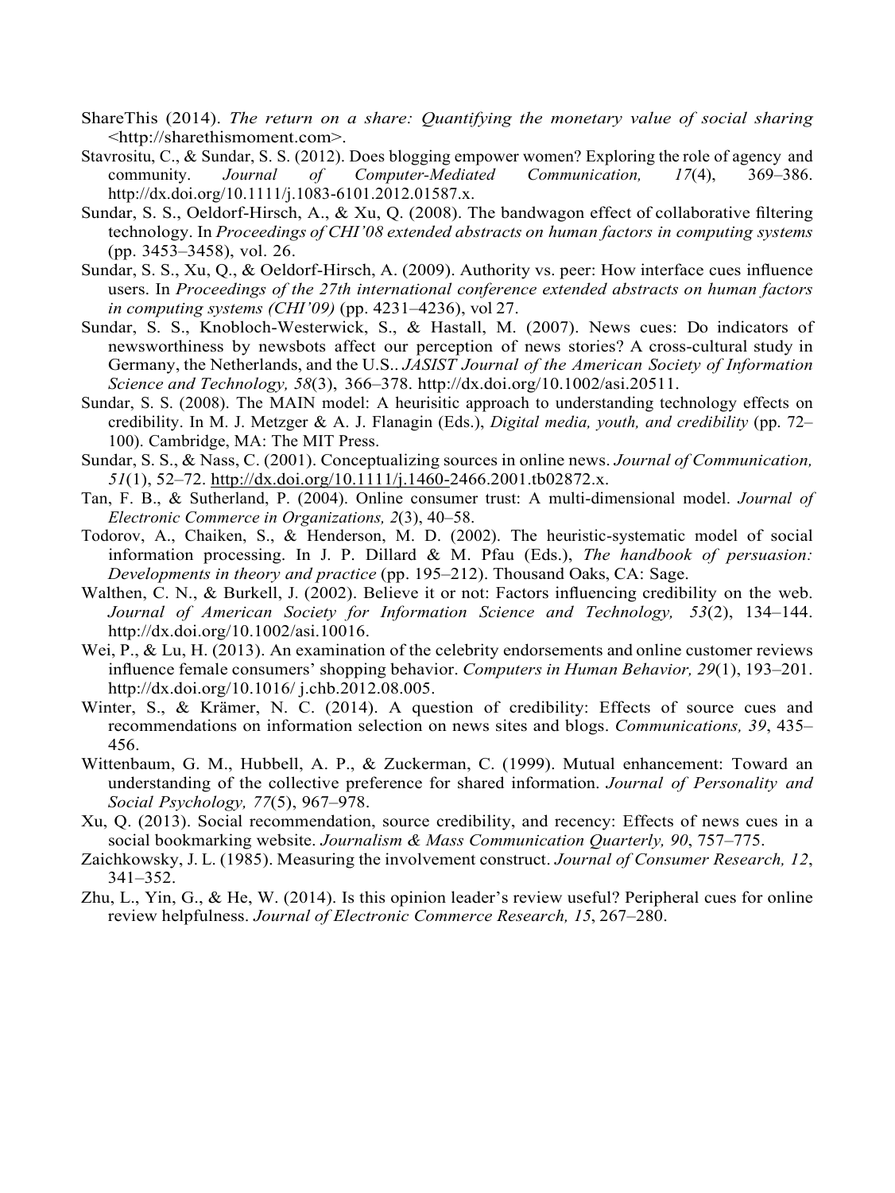ShareThis (2014). *The return on a share: Quantifying the monetary value of social sharing* <http://sharethismoment.com>.

Stavrositu, C., & Sundar, S. S. (2012). Does blogging empower women? Exploring the role of agency and community. *Journal of Computer-Mediated Communication, 17*(4), 369–386. http://dx.doi.org/10.1111/j.1083-6101.2012.01587.x.

Sundar, S. S., Oeldorf-Hirsch, A., & Xu, Q. (2008). The bandwagon effect of collaborative filtering technology. In *Proceedings of CHI'08 extended abstracts on human factors in computing systems* (pp. 3453–3458), vol. 26.

Sundar, S. S., Xu, Q., & Oeldorf-Hirsch, A. (2009). Authority vs. peer: How interface cues influence users. In *Proceedings of the 27th international conference extended abstracts on human factors in computing systems (CHI'09)* (pp. 4231–4236), vol 27.

Sundar, S. S., Knobloch-Westerwick, S., & Hastall, M. (2007). News cues: Do indicators of newsworthiness by newsbots affect our perception of news stories? A cross-cultural study in Germany, the Netherlands, and the U.S.. *JASIST Journal of the American Society of Information Science and Technology, 58*(3), 366–378. http://dx.doi.org/10.1002/asi.20511.

Sundar, S. S. (2008). The MAIN model: A heurisitic approach to understanding technology effects on credibility. In M. J. Metzger & A. J. Flanagin (Eds.), *Digital media, youth, and credibility* (pp. 72–100). Cambridge, MA: The MIT Press.

Sundar, S. S., & Nass, C. (2001). Conceptualizing sources in online news. *Journal of Communication, 51*(1), 52–72. http://dx.doi.org/10.1111/j.1460-2466.2001.tb02872.x.

Tan, F. B., & Sutherland, P. (2004). Online consumer trust: A multi-dimensional model. *Journal of Electronic Commerce in Organizations, 2*(3), 40–58.

Todorov, A., Chaiken, S., & Henderson, M. D. (2002). The heuristic-systematic model of social information processing. In J. P. Dillard & M. Pfau (Eds.), *The handbook of persuasion: Developments in theory and practice* (pp. 195–212). Thousand Oaks, CA: Sage.

Walthen, C. N., & Burkell, J. (2002). Believe it or not: Factors influencing credibility on the web. *Journal of American Society for Information Science and Technology, 53*(2), 134–144. http://dx.doi.org/10.1002/asi.10016.

Wei, P., & Lu, H. (2013). An examination of the celebrity endorsements and online customer reviews influence female consumers' shopping behavior. *Computers in Human Behavior, 29*(1), 193–201. http://dx.doi.org/10.1016/ j.chb.2012.08.005.

Winter, S., & Krämer, N. C. (2014). A question of credibility: Effects of source cues and recommendations on information selection on news sites and blogs. *Communications, 39*, 435–456.

Wittenbaum, G. M., Hubbell, A. P., & Zuckerman, C. (1999). Mutual enhancement: Toward an understanding of the collective preference for shared information. *Journal of Personality and Social Psychology, 77*(5), 967–978.

Xu, Q. (2013). Social recommendation, source credibility, and recency: Effects of news cues in a social bookmarking website. *Journalism & Mass Communication Quarterly, 90*, 757–775.

Zaichkowsky, J. L. (1985). Measuring the involvement construct. *Journal of Consumer Research, 12*, 341–352.

Zhu, L., Yin, G., & He, W. (2014). Is this opinion leader's review useful? Peripheral cues for online review helpfulness. *Journal of Electronic Commerce Research, 15*, 267–280.